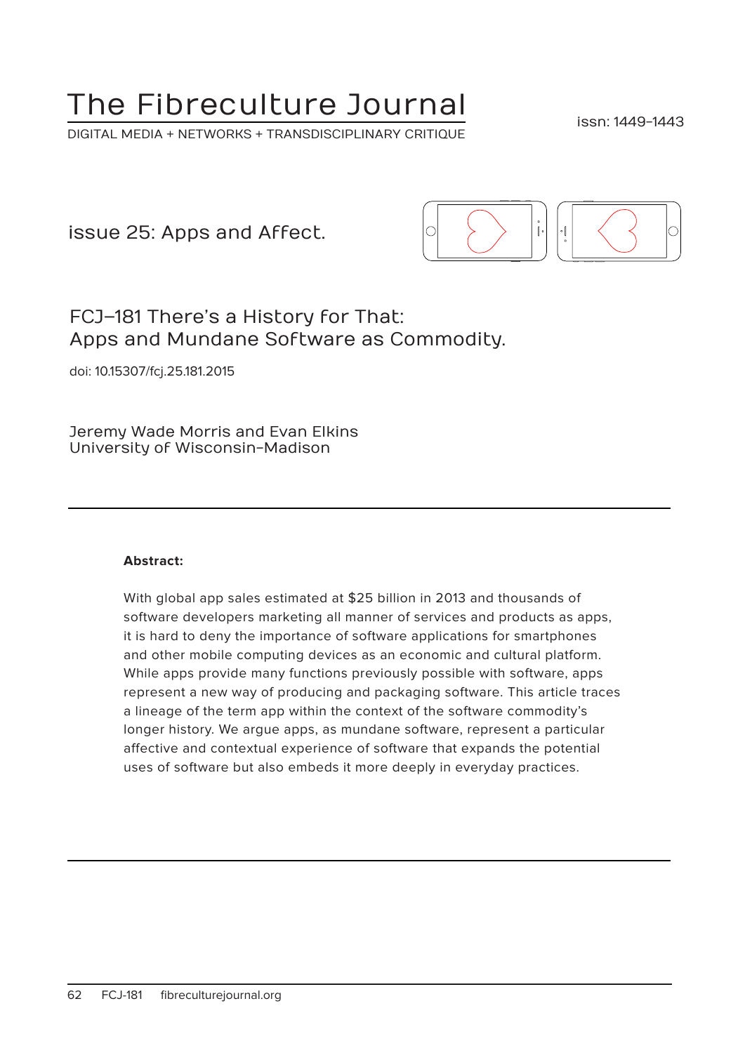# The Fibreculture Journal

DIGITAL MEDIA + NETWORKS + TRANSDISCIPLINARY CRITIQUE

issn: 1449-1443

issue 25: Apps and Affect.

## FCJ–181 There's a History for That: Apps and Mundane Software as Commodity.

doi: 10.15307/fcj.25.181.2015

Jeremy Wade Morris and Evan Elkins
University of Wisconsin-Madison

---

**Abstract:**

With global app sales estimated at $25 billion in 2013 and thousands of software developers marketing all manner of services and products as apps, it is hard to deny the importance of software applications for smartphones and other mobile computing devices as an economic and cultural platform. While apps provide many functions previously possible with software, apps represent a new way of producing and packaging software. This article traces a lineage of the term app within the context of the software commodity's longer history. We argue apps, as mundane software, represent a particular affective and contextual experience of software that expands the potential uses of software but also embeds it more deeply in everyday practices.

---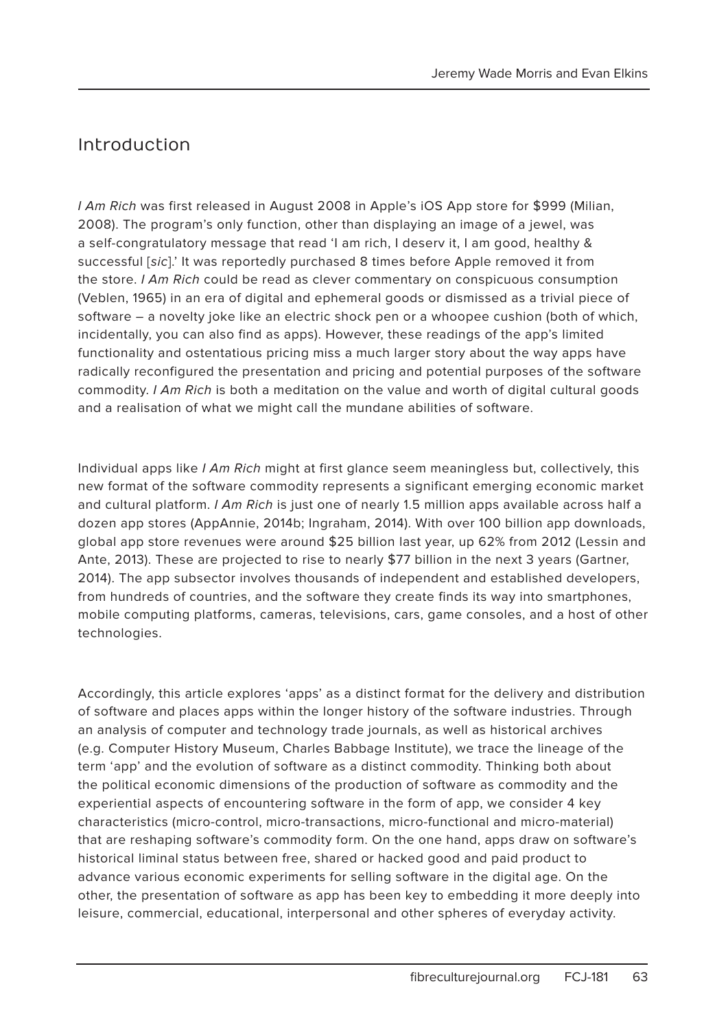## Introduction

*I Am Rich* was first released in August 2008 in Apple's iOS App store for $999 (Milian, 2008). The program's only function, other than displaying an image of a jewel, was a self-congratulatory message that read 'I am rich, I deserv it, I am good, healthy & successful [*sic*].' It was reportedly purchased 8 times before Apple removed it from the store. *I Am Rich* could be read as clever commentary on conspicuous consumption (Veblen, 1965) in an era of digital and ephemeral goods or dismissed as a trivial piece of software – a novelty joke like an electric shock pen or a whoopee cushion (both of which, incidentally, you can also find as apps). However, these readings of the app's limited functionality and ostentatious pricing miss a much larger story about the way apps have radically reconfigured the presentation and pricing and potential purposes of the software commodity. *I Am Rich* is both a meditation on the value and worth of digital cultural goods and a realisation of what we might call the mundane abilities of software.

Individual apps like *I Am Rich* might at first glance seem meaningless but, collectively, this new format of the software commodity represents a significant emerging economic market and cultural platform. *I Am Rich* is just one of nearly 1.5 million apps available across half a dozen app stores (AppAnnie, 2014b; Ingraham, 2014). With over 100 billion app downloads, global app store revenues were around $25 billion last year, up 62% from 2012 (Lessin and Ante, 2013). These are projected to rise to nearly $77 billion in the next 3 years (Gartner, 2014). The app subsector involves thousands of independent and established developers, from hundreds of countries, and the software they create finds its way into smartphones, mobile computing platforms, cameras, televisions, cars, game consoles, and a host of other technologies.

Accordingly, this article explores 'apps' as a distinct format for the delivery and distribution of software and places apps within the longer history of the software industries. Through an analysis of computer and technology trade journals, as well as historical archives (e.g. Computer History Museum, Charles Babbage Institute), we trace the lineage of the term 'app' and the evolution of software as a distinct commodity. Thinking both about the political economic dimensions of the production of software as commodity and the experiential aspects of encountering software in the form of app, we consider 4 key characteristics (micro-control, micro-transactions, micro-functional and micro-material) that are reshaping software's commodity form. On the one hand, apps draw on software's historical liminal status between free, shared or hacked good and paid product to advance various economic experiments for selling software in the digital age. On the other, the presentation of software as app has been key to embedding it more deeply into leisure, commercial, educational, interpersonal and other spheres of everyday activity.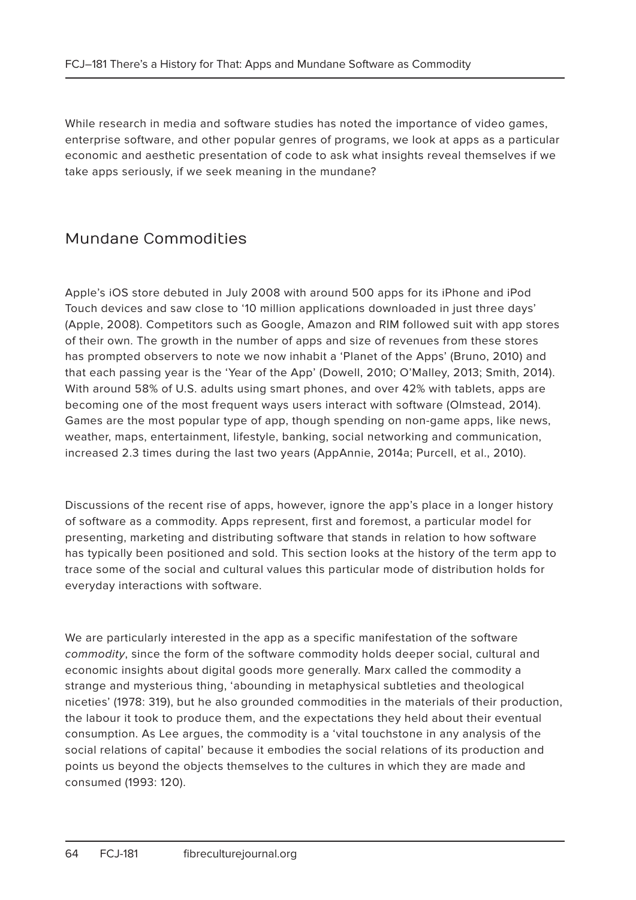While research in media and software studies has noted the importance of video games, enterprise software, and other popular genres of programs, we look at apps as a particular economic and aesthetic presentation of code to ask what insights reveal themselves if we take apps seriously, if we seek meaning in the mundane?

## Mundane Commodities

Apple's iOS store debuted in July 2008 with around 500 apps for its iPhone and iPod Touch devices and saw close to '10 million applications downloaded in just three days' (Apple, 2008). Competitors such as Google, Amazon and RIM followed suit with app stores of their own. The growth in the number of apps and size of revenues from these stores has prompted observers to note we now inhabit a 'Planet of the Apps' (Bruno, 2010) and that each passing year is the 'Year of the App' (Dowell, 2010; O'Malley, 2013; Smith, 2014). With around 58% of U.S. adults using smart phones, and over 42% with tablets, apps are becoming one of the most frequent ways users interact with software (Olmstead, 2014). Games are the most popular type of app, though spending on non-game apps, like news, weather, maps, entertainment, lifestyle, banking, social networking and communication, increased 2.3 times during the last two years (AppAnnie, 2014a; Purcell, et al., 2010).

Discussions of the recent rise of apps, however, ignore the app's place in a longer history of software as a commodity. Apps represent, first and foremost, a particular model for presenting, marketing and distributing software that stands in relation to how software has typically been positioned and sold. This section looks at the history of the term app to trace some of the social and cultural values this particular mode of distribution holds for everyday interactions with software.

We are particularly interested in the app as a specific manifestation of the software *commodity*, since the form of the software commodity holds deeper social, cultural and economic insights about digital goods more generally. Marx called the commodity a strange and mysterious thing, 'abounding in metaphysical subtleties and theological niceties' (1978: 319), but he also grounded commodities in the materials of their production, the labour it took to produce them, and the expectations they held about their eventual consumption. As Lee argues, the commodity is a 'vital touchstone in any analysis of the social relations of capital' because it embodies the social relations of its production and points us beyond the objects themselves to the cultures in which they are made and consumed (1993: 120).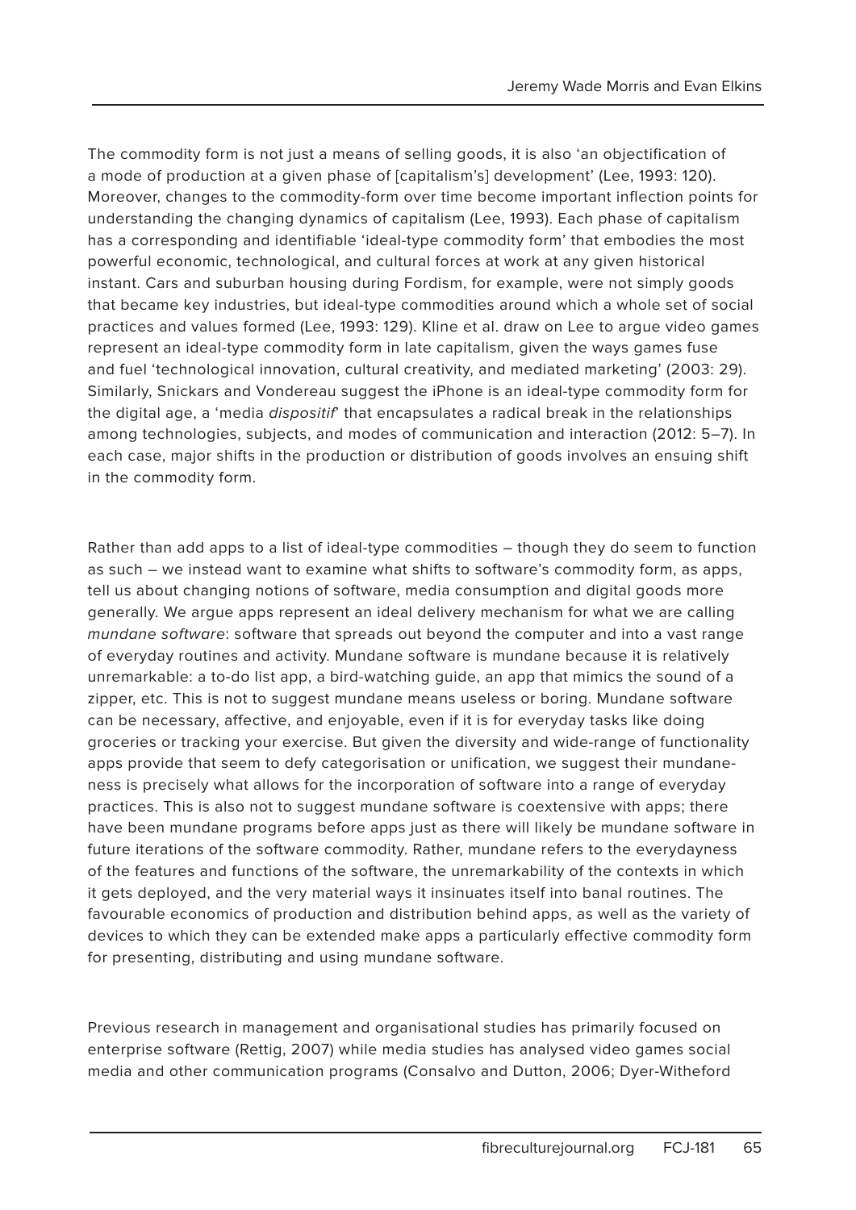The commodity form is not just a means of selling goods, it is also 'an objectification of a mode of production at a given phase of [capitalism's] development' (Lee, 1993: 120). Moreover, changes to the commodity-form over time become important inflection points for understanding the changing dynamics of capitalism (Lee, 1993). Each phase of capitalism has a corresponding and identifiable 'ideal-type commodity form' that embodies the most powerful economic, technological, and cultural forces at work at any given historical instant. Cars and suburban housing during Fordism, for example, were not simply goods that became key industries, but ideal-type commodities around which a whole set of social practices and values formed (Lee, 1993: 129). Kline et al. draw on Lee to argue video games represent an ideal-type commodity form in late capitalism, given the ways games fuse and fuel 'technological innovation, cultural creativity, and mediated marketing' (2003: 29). Similarly, Snickars and Vondereau suggest the iPhone is an ideal-type commodity form for the digital age, a 'media *dispositif*' that encapsulates a radical break in the relationships among technologies, subjects, and modes of communication and interaction (2012: 5–7). In each case, major shifts in the production or distribution of goods involves an ensuing shift in the commodity form.

Rather than add apps to a list of ideal-type commodities – though they do seem to function as such – we instead want to examine what shifts to software's commodity form, as apps, tell us about changing notions of software, media consumption and digital goods more generally. We argue apps represent an ideal delivery mechanism for what we are calling *mundane software*: software that spreads out beyond the computer and into a vast range of everyday routines and activity. Mundane software is mundane because it is relatively unremarkable: a to-do list app, a bird-watching guide, an app that mimics the sound of a zipper, etc. This is not to suggest mundane means useless or boring. Mundane software can be necessary, affective, and enjoyable, even if it is for everyday tasks like doing groceries or tracking your exercise. But given the diversity and wide-range of functionality apps provide that seem to defy categorisation or unification, we suggest their mundaneness is precisely what allows for the incorporation of software into a range of everyday practices. This is also not to suggest mundane software is coextensive with apps; there have been mundane programs before apps just as there will likely be mundane software in future iterations of the software commodity. Rather, mundane refers to the everydayness of the features and functions of the software, the unremarkability of the contexts in which it gets deployed, and the very material ways it insinuates itself into banal routines. The favourable economics of production and distribution behind apps, as well as the variety of devices to which they can be extended make apps a particularly effective commodity form for presenting, distributing and using mundane software.

Previous research in management and organisational studies has primarily focused on enterprise software (Rettig, 2007) while media studies has analysed video games social media and other communication programs (Consalvo and Dutton, 2006; Dyer-Witheford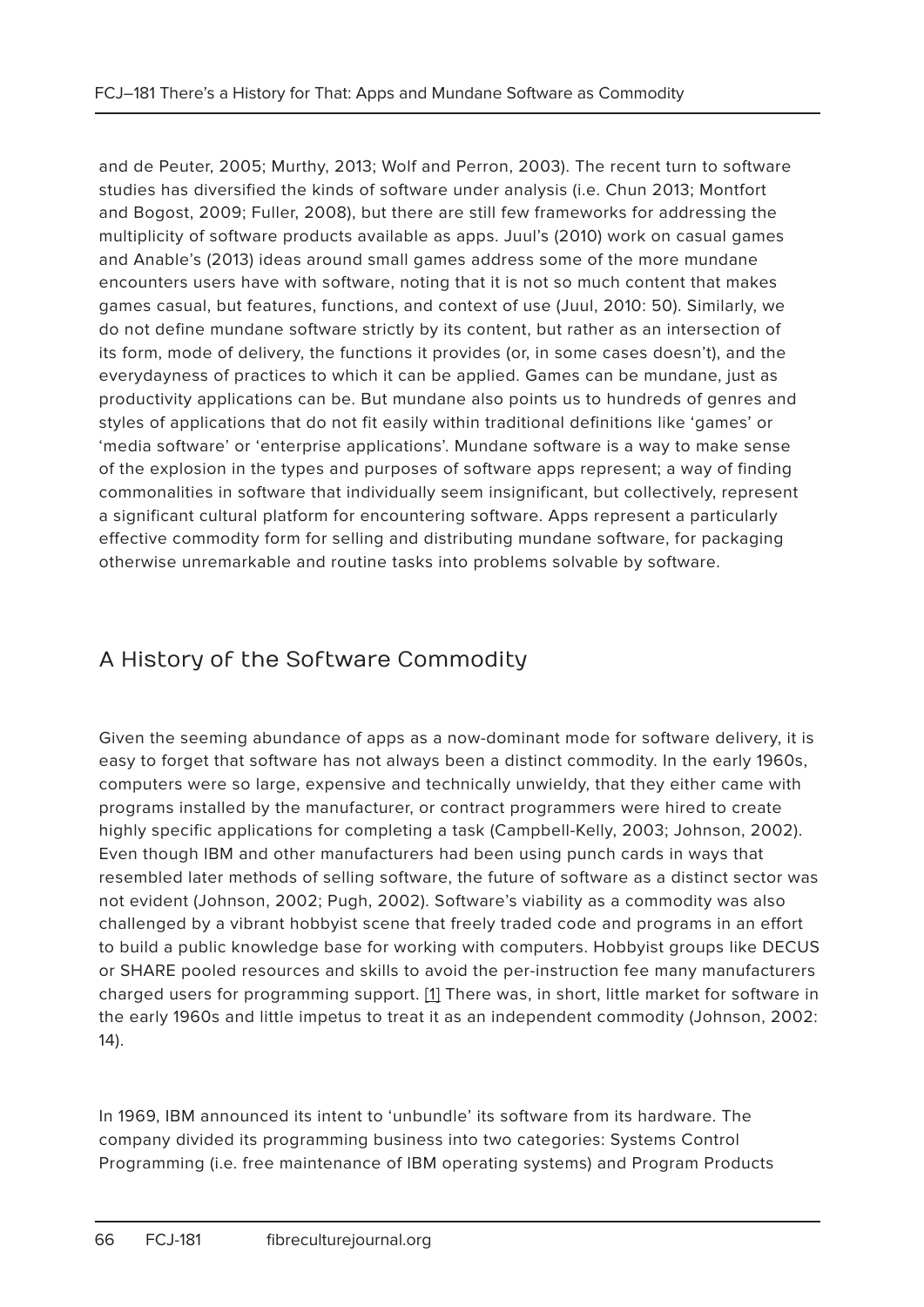and de Peuter, 2005; Murthy, 2013; Wolf and Perron, 2003). The recent turn to software studies has diversified the kinds of software under analysis (i.e. Chun 2013; Montfort and Bogost, 2009; Fuller, 2008), but there are still few frameworks for addressing the multiplicity of software products available as apps. Juul's (2010) work on casual games and Anable's (2013) ideas around small games address some of the more mundane encounters users have with software, noting that it is not so much content that makes games casual, but features, functions, and context of use (Juul, 2010: 50). Similarly, we do not define mundane software strictly by its content, but rather as an intersection of its form, mode of delivery, the functions it provides (or, in some cases doesn't), and the everydayness of practices to which it can be applied. Games can be mundane, just as productivity applications can be. But mundane also points us to hundreds of genres and styles of applications that do not fit easily within traditional definitions like 'games' or 'media software' or 'enterprise applications'. Mundane software is a way to make sense of the explosion in the types and purposes of software apps represent; a way of finding commonalities in software that individually seem insignificant, but collectively, represent a significant cultural platform for encountering software. Apps represent a particularly effective commodity form for selling and distributing mundane software, for packaging otherwise unremarkable and routine tasks into problems solvable by software.

## A History of the Software Commodity

Given the seeming abundance of apps as a now-dominant mode for software delivery, it is easy to forget that software has not always been a distinct commodity. In the early 1960s, computers were so large, expensive and technically unwieldy, that they either came with programs installed by the manufacturer, or contract programmers were hired to create highly specific applications for completing a task (Campbell-Kelly, 2003; Johnson, 2002). Even though IBM and other manufacturers had been using punch cards in ways that resembled later methods of selling software, the future of software as a distinct sector was not evident (Johnson, 2002; Pugh, 2002). Software's viability as a commodity was also challenged by a vibrant hobbyist scene that freely traded code and programs in an effort to build a public knowledge base for working with computers. Hobbyist groups like DECUS or SHARE pooled resources and skills to avoid the per-instruction fee many manufacturers charged users for programming support. [1] There was, in short, little market for software in the early 1960s and little impetus to treat it as an independent commodity (Johnson, 2002: 14).

In 1969, IBM announced its intent to 'unbundle' its software from its hardware. The company divided its programming business into two categories: Systems Control Programming (i.e. free maintenance of IBM operating systems) and Program Products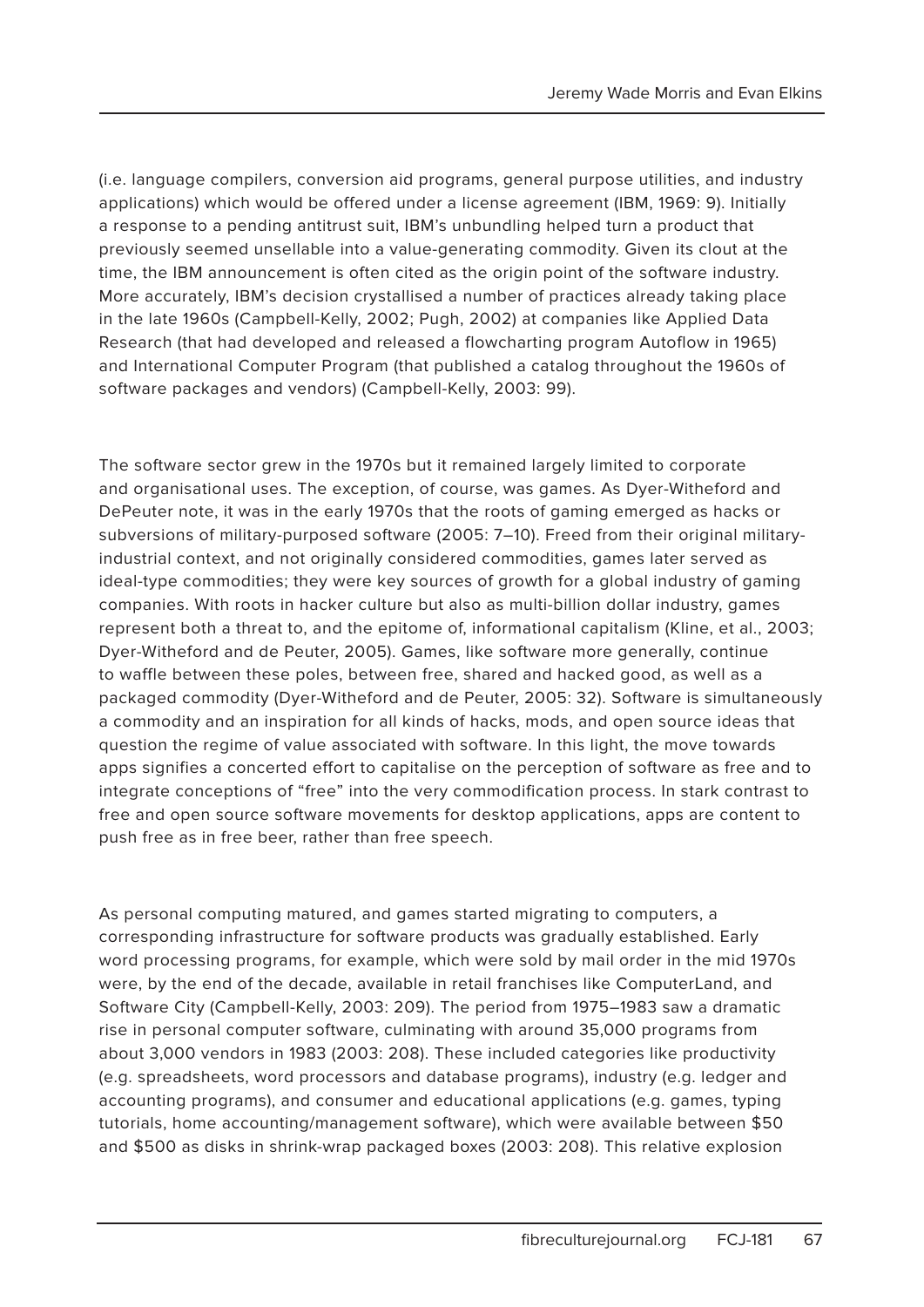(i.e. language compilers, conversion aid programs, general purpose utilities, and industry applications) which would be offered under a license agreement (IBM, 1969: 9). Initially a response to a pending antitrust suit, IBM's unbundling helped turn a product that previously seemed unsellable into a value-generating commodity. Given its clout at the time, the IBM announcement is often cited as the origin point of the software industry. More accurately, IBM's decision crystallised a number of practices already taking place in the late 1960s (Campbell-Kelly, 2002; Pugh, 2002) at companies like Applied Data Research (that had developed and released a flowcharting program Autoflow in 1965) and International Computer Program (that published a catalog throughout the 1960s of software packages and vendors) (Campbell-Kelly, 2003: 99).

The software sector grew in the 1970s but it remained largely limited to corporate and organisational uses. The exception, of course, was games. As Dyer-Witheford and DePeuter note, it was in the early 1970s that the roots of gaming emerged as hacks or subversions of military-purposed software (2005: 7–10). Freed from their original military-industrial context, and not originally considered commodities, games later served as ideal-type commodities; they were key sources of growth for a global industry of gaming companies. With roots in hacker culture but also as multi-billion dollar industry, games represent both a threat to, and the epitome of, informational capitalism (Kline, et al., 2003; Dyer-Witheford and de Peuter, 2005). Games, like software more generally, continue to waffle between these poles, between free, shared and hacked good, as well as a packaged commodity (Dyer-Witheford and de Peuter, 2005: 32). Software is simultaneously a commodity and an inspiration for all kinds of hacks, mods, and open source ideas that question the regime of value associated with software. In this light, the move towards apps signifies a concerted effort to capitalise on the perception of software as free and to integrate conceptions of "free" into the very commodification process. In stark contrast to free and open source software movements for desktop applications, apps are content to push free as in free beer, rather than free speech.

As personal computing matured, and games started migrating to computers, a corresponding infrastructure for software products was gradually established. Early word processing programs, for example, which were sold by mail order in the mid 1970s were, by the end of the decade, available in retail franchises like ComputerLand, and Software City (Campbell-Kelly, 2003: 209). The period from 1975–1983 saw a dramatic rise in personal computer software, culminating with around 35,000 programs from about 3,000 vendors in 1983 (2003: 208). These included categories like productivity (e.g. spreadsheets, word processors and database programs), industry (e.g. ledger and accounting programs), and consumer and educational applications (e.g. games, typing tutorials, home accounting/management software), which were available between $50 and $500 as disks in shrink-wrap packaged boxes (2003: 208). This relative explosion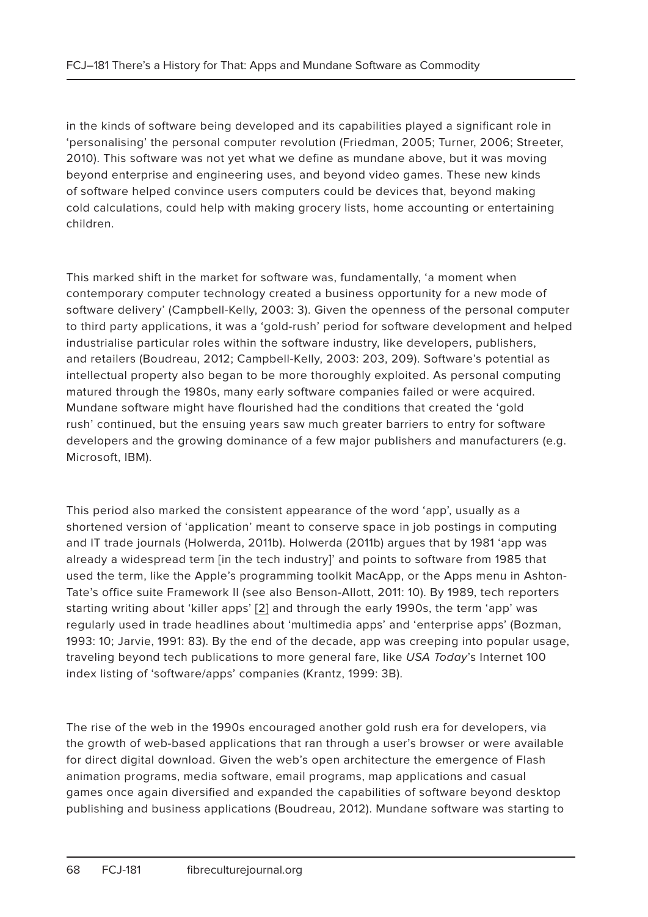in the kinds of software being developed and its capabilities played a significant role in 'personalising' the personal computer revolution (Friedman, 2005; Turner, 2006; Streeter, 2010). This software was not yet what we define as mundane above, but it was moving beyond enterprise and engineering uses, and beyond video games. These new kinds of software helped convince users computers could be devices that, beyond making cold calculations, could help with making grocery lists, home accounting or entertaining children.

This marked shift in the market for software was, fundamentally, 'a moment when contemporary computer technology created a business opportunity for a new mode of software delivery' (Campbell-Kelly, 2003: 3). Given the openness of the personal computer to third party applications, it was a 'gold-rush' period for software development and helped industrialise particular roles within the software industry, like developers, publishers, and retailers (Boudreau, 2012; Campbell-Kelly, 2003: 203, 209). Software's potential as intellectual property also began to be more thoroughly exploited. As personal computing matured through the 1980s, many early software companies failed or were acquired. Mundane software might have flourished had the conditions that created the 'gold rush' continued, but the ensuing years saw much greater barriers to entry for software developers and the growing dominance of a few major publishers and manufacturers (e.g. Microsoft, IBM).

This period also marked the consistent appearance of the word 'app', usually as a shortened version of 'application' meant to conserve space in job postings in computing and IT trade journals (Holwerda, 2011b). Holwerda (2011b) argues that by 1981 'app was already a widespread term [in the tech industry]' and points to software from 1985 that used the term, like the Apple's programming toolkit MacApp, or the Apps menu in Ashton-Tate's office suite Framework II (see also Benson-Allott, 2011: 10). By 1989, tech reporters starting writing about 'killer apps' [2] and through the early 1990s, the term 'app' was regularly used in trade headlines about 'multimedia apps' and 'enterprise apps' (Bozman, 1993: 10; Jarvie, 1991: 83). By the end of the decade, app was creeping into popular usage, traveling beyond tech publications to more general fare, like *USA Today*'s Internet 100 index listing of 'software/apps' companies (Krantz, 1999: 3B).

The rise of the web in the 1990s encouraged another gold rush era for developers, via the growth of web-based applications that ran through a user's browser or were available for direct digital download. Given the web's open architecture the emergence of Flash animation programs, media software, email programs, map applications and casual games once again diversified and expanded the capabilities of software beyond desktop publishing and business applications (Boudreau, 2012). Mundane software was starting to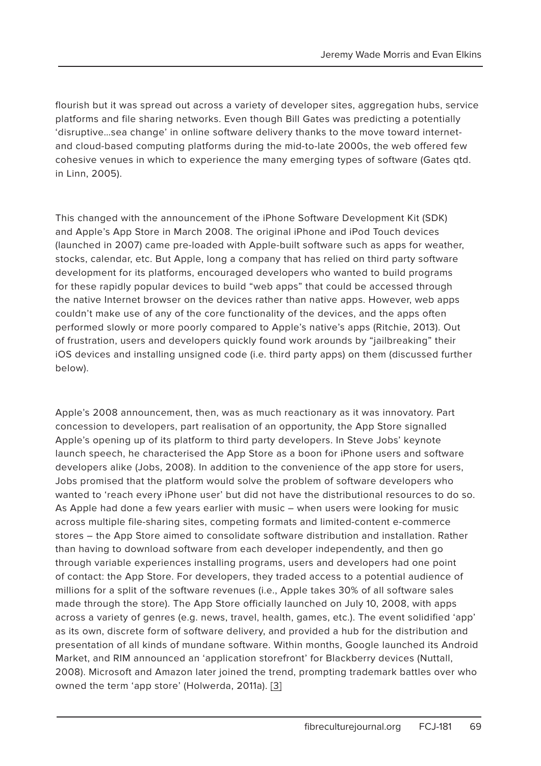flourish but it was spread out across a variety of developer sites, aggregation hubs, service platforms and file sharing networks. Even though Bill Gates was predicting a potentially 'disruptive…sea change' in online software delivery thanks to the move toward internet- and cloud-based computing platforms during the mid-to-late 2000s, the web offered few cohesive venues in which to experience the many emerging types of software (Gates qtd. in Linn, 2005).

This changed with the announcement of the iPhone Software Development Kit (SDK) and Apple's App Store in March 2008. The original iPhone and iPod Touch devices (launched in 2007) came pre-loaded with Apple-built software such as apps for weather, stocks, calendar, etc. But Apple, long a company that has relied on third party software development for its platforms, encouraged developers who wanted to build programs for these rapidly popular devices to build "web apps" that could be accessed through the native Internet browser on the devices rather than native apps. However, web apps couldn't make use of any of the core functionality of the devices, and the apps often performed slowly or more poorly compared to Apple's native's apps (Ritchie, 2013). Out of frustration, users and developers quickly found work arounds by "jailbreaking" their iOS devices and installing unsigned code (i.e. third party apps) on them (discussed further below).

Apple's 2008 announcement, then, was as much reactionary as it was innovatory. Part concession to developers, part realisation of an opportunity, the App Store signalled Apple's opening up of its platform to third party developers. In Steve Jobs' keynote launch speech, he characterised the App Store as a boon for iPhone users and software developers alike (Jobs, 2008). In addition to the convenience of the app store for users, Jobs promised that the platform would solve the problem of software developers who wanted to 'reach every iPhone user' but did not have the distributional resources to do so. As Apple had done a few years earlier with music – when users were looking for music across multiple file-sharing sites, competing formats and limited-content e-commerce stores – the App Store aimed to consolidate software distribution and installation. Rather than having to download software from each developer independently, and then go through variable experiences installing programs, users and developers had one point of contact: the App Store. For developers, they traded access to a potential audience of millions for a split of the software revenues (i.e., Apple takes 30% of all software sales made through the store). The App Store officially launched on July 10, 2008, with apps across a variety of genres (e.g. news, travel, health, games, etc.). The event solidified 'app' as its own, discrete form of software delivery, and provided a hub for the distribution and presentation of all kinds of mundane software. Within months, Google launched its Android Market, and RIM announced an 'application storefront' for Blackberry devices (Nuttall, 2008). Microsoft and Amazon later joined the trend, prompting trademark battles over who owned the term 'app store' (Holwerda, 2011a). [3]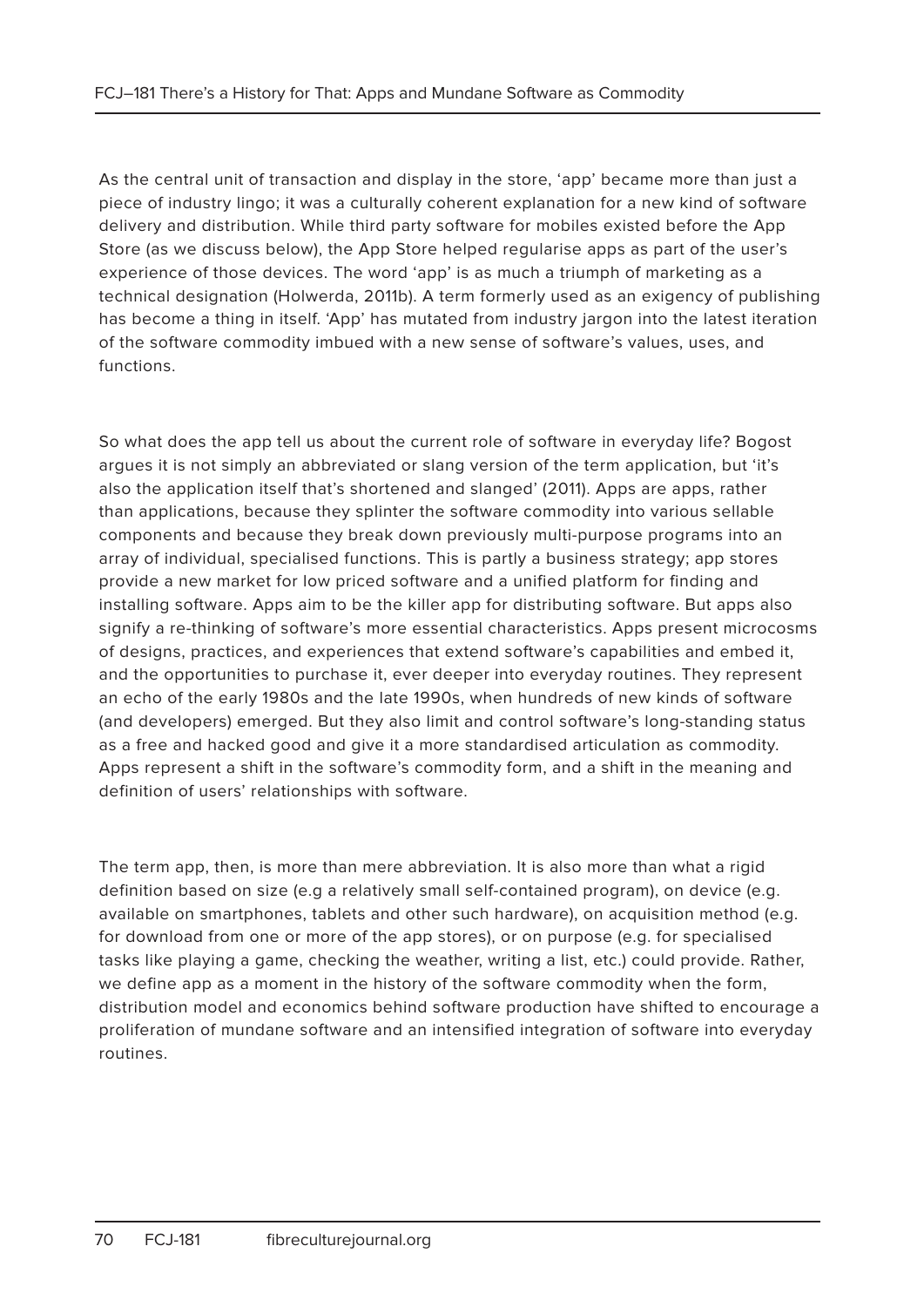As the central unit of transaction and display in the store, 'app' became more than just a piece of industry lingo; it was a culturally coherent explanation for a new kind of software delivery and distribution. While third party software for mobiles existed before the App Store (as we discuss below), the App Store helped regularise apps as part of the user's experience of those devices. The word 'app' is as much a triumph of marketing as a technical designation (Holwerda, 2011b). A term formerly used as an exigency of publishing has become a thing in itself. 'App' has mutated from industry jargon into the latest iteration of the software commodity imbued with a new sense of software's values, uses, and functions.

So what does the app tell us about the current role of software in everyday life? Bogost argues it is not simply an abbreviated or slang version of the term application, but 'it's also the application itself that's shortened and slanged' (2011). Apps are apps, rather than applications, because they splinter the software commodity into various sellable components and because they break down previously multi-purpose programs into an array of individual, specialised functions. This is partly a business strategy; app stores provide a new market for low priced software and a unified platform for finding and installing software. Apps aim to be the killer app for distributing software. But apps also signify a re-thinking of software's more essential characteristics. Apps present microcosms of designs, practices, and experiences that extend software's capabilities and embed it, and the opportunities to purchase it, ever deeper into everyday routines. They represent an echo of the early 1980s and the late 1990s, when hundreds of new kinds of software (and developers) emerged. But they also limit and control software's long-standing status as a free and hacked good and give it a more standardised articulation as commodity. Apps represent a shift in the software's commodity form, and a shift in the meaning and definition of users' relationships with software.

The term app, then, is more than mere abbreviation. It is also more than what a rigid definition based on size (e.g a relatively small self-contained program), on device (e.g. available on smartphones, tablets and other such hardware), on acquisition method (e.g. for download from one or more of the app stores), or on purpose (e.g. for specialised tasks like playing a game, checking the weather, writing a list, etc.) could provide. Rather, we define app as a moment in the history of the software commodity when the form, distribution model and economics behind software production have shifted to encourage a proliferation of mundane software and an intensified integration of software into everyday routines.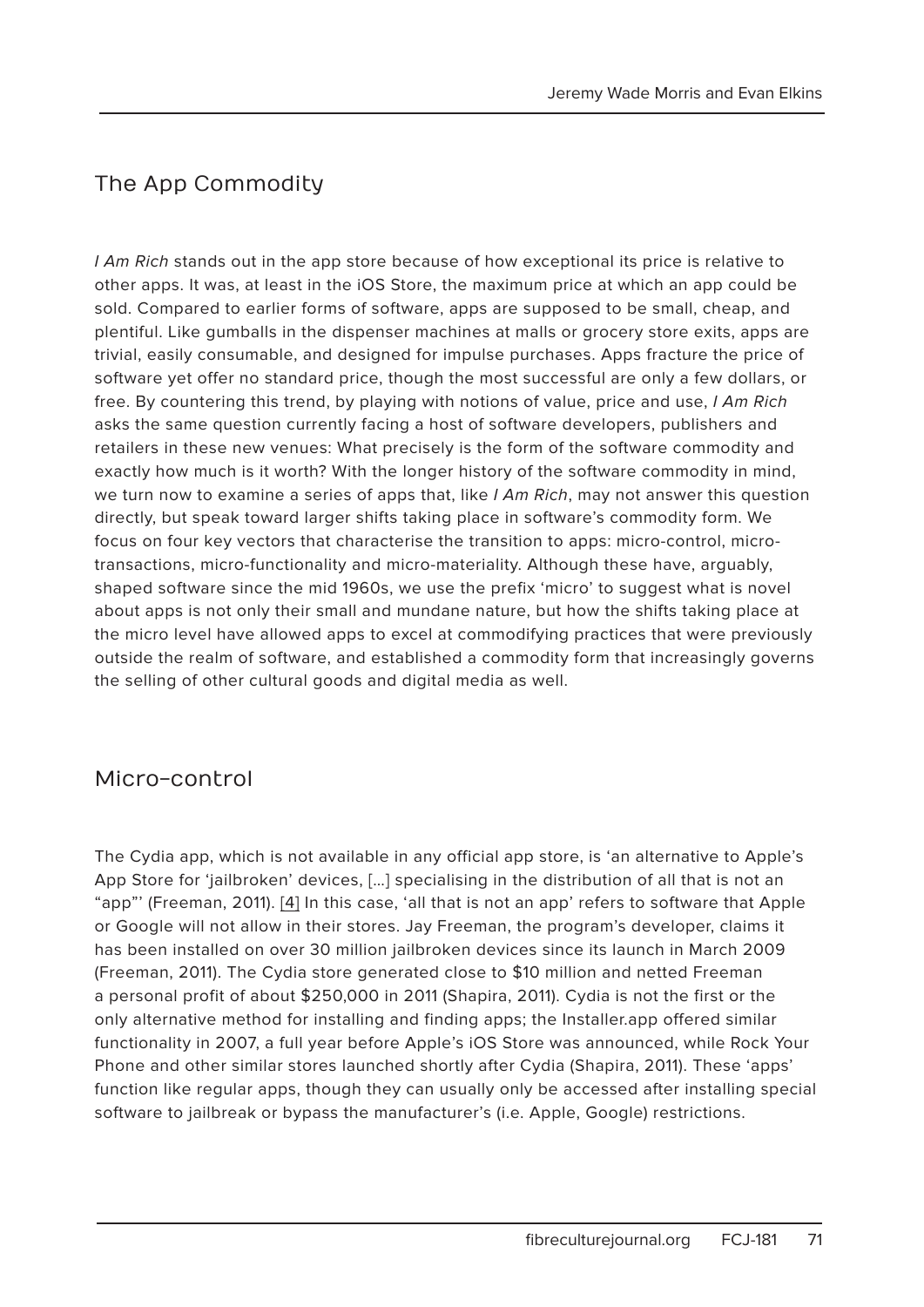## The App Commodity

*I Am Rich* stands out in the app store because of how exceptional its price is relative to other apps. It was, at least in the iOS Store, the maximum price at which an app could be sold. Compared to earlier forms of software, apps are supposed to be small, cheap, and plentiful. Like gumballs in the dispenser machines at malls or grocery store exits, apps are trivial, easily consumable, and designed for impulse purchases. Apps fracture the price of software yet offer no standard price, though the most successful are only a few dollars, or free. By countering this trend, by playing with notions of value, price and use, *I Am Rich* asks the same question currently facing a host of software developers, publishers and retailers in these new venues: What precisely is the form of the software commodity and exactly how much is it worth? With the longer history of the software commodity in mind, we turn now to examine a series of apps that, like *I Am Rich*, may not answer this question directly, but speak toward larger shifts taking place in software's commodity form. We focus on four key vectors that characterise the transition to apps: micro-control, micro-transactions, micro-functionality and micro-materiality. Although these have, arguably, shaped software since the mid 1960s, we use the prefix 'micro' to suggest what is novel about apps is not only their small and mundane nature, but how the shifts taking place at the micro level have allowed apps to excel at commodifying practices that were previously outside the realm of software, and established a commodity form that increasingly governs the selling of other cultural goods and digital media as well.

## Micro-control

The Cydia app, which is not available in any official app store, is 'an alternative to Apple's App Store for 'jailbroken' devices, [...] specialising in the distribution of all that is not an "app"' (Freeman, 2011). [4] In this case, 'all that is not an app' refers to software that Apple or Google will not allow in their stores. Jay Freeman, the program's developer, claims it has been installed on over 30 million jailbroken devices since its launch in March 2009 (Freeman, 2011). The Cydia store generated close to $10 million and netted Freeman a personal profit of about $250,000 in 2011 (Shapira, 2011). Cydia is not the first or the only alternative method for installing and finding apps; the Installer.app offered similar functionality in 2007, a full year before Apple's iOS Store was announced, while Rock Your Phone and other similar stores launched shortly after Cydia (Shapira, 2011). These 'apps' function like regular apps, though they can usually only be accessed after installing special software to jailbreak or bypass the manufacturer's (i.e. Apple, Google) restrictions.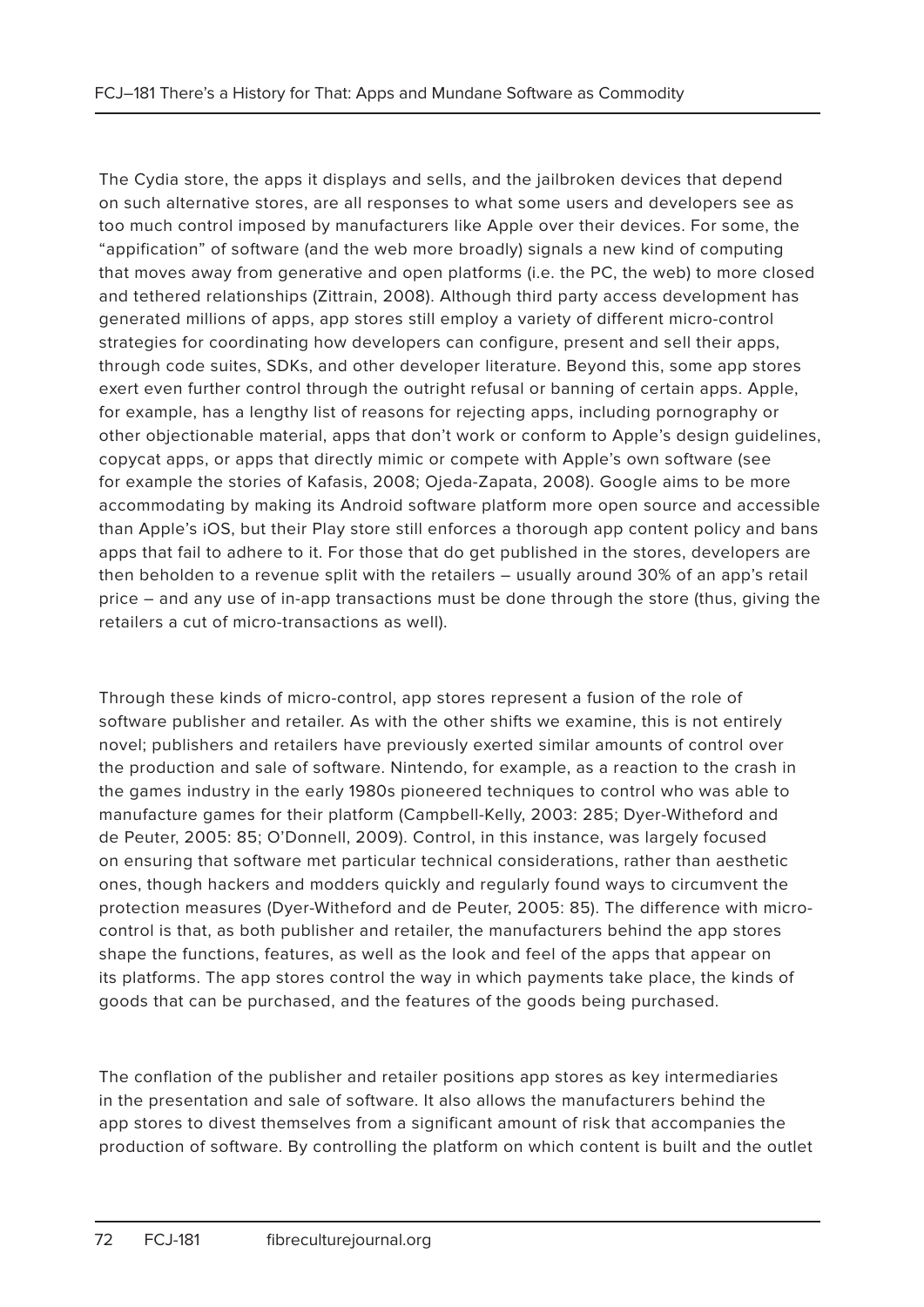The Cydia store, the apps it displays and sells, and the jailbroken devices that depend on such alternative stores, are all responses to what some users and developers see as too much control imposed by manufacturers like Apple over their devices. For some, the "appification" of software (and the web more broadly) signals a new kind of computing that moves away from generative and open platforms (i.e. the PC, the web) to more closed and tethered relationships (Zittrain, 2008). Although third party access development has generated millions of apps, app stores still employ a variety of different micro-control strategies for coordinating how developers can configure, present and sell their apps, through code suites, SDKs, and other developer literature. Beyond this, some app stores exert even further control through the outright refusal or banning of certain apps. Apple, for example, has a lengthy list of reasons for rejecting apps, including pornography or other objectionable material, apps that don't work or conform to Apple's design guidelines, copycat apps, or apps that directly mimic or compete with Apple's own software (see for example the stories of Kafasis, 2008; Ojeda-Zapata, 2008). Google aims to be more accommodating by making its Android software platform more open source and accessible than Apple's iOS, but their Play store still enforces a thorough app content policy and bans apps that fail to adhere to it. For those that do get published in the stores, developers are then beholden to a revenue split with the retailers – usually around 30% of an app's retail price – and any use of in-app transactions must be done through the store (thus, giving the retailers a cut of micro-transactions as well).

Through these kinds of micro-control, app stores represent a fusion of the role of software publisher and retailer. As with the other shifts we examine, this is not entirely novel; publishers and retailers have previously exerted similar amounts of control over the production and sale of software. Nintendo, for example, as a reaction to the crash in the games industry in the early 1980s pioneered techniques to control who was able to manufacture games for their platform (Campbell-Kelly, 2003: 285; Dyer-Witheford and de Peuter, 2005: 85; O'Donnell, 2009). Control, in this instance, was largely focused on ensuring that software met particular technical considerations, rather than aesthetic ones, though hackers and modders quickly and regularly found ways to circumvent the protection measures (Dyer-Witheford and de Peuter, 2005: 85). The difference with micro-control is that, as both publisher and retailer, the manufacturers behind the app stores shape the functions, features, as well as the look and feel of the apps that appear on its platforms. The app stores control the way in which payments take place, the kinds of goods that can be purchased, and the features of the goods being purchased.

The conflation of the publisher and retailer positions app stores as key intermediaries in the presentation and sale of software. It also allows the manufacturers behind the app stores to divest themselves from a significant amount of risk that accompanies the production of software. By controlling the platform on which content is built and the outlet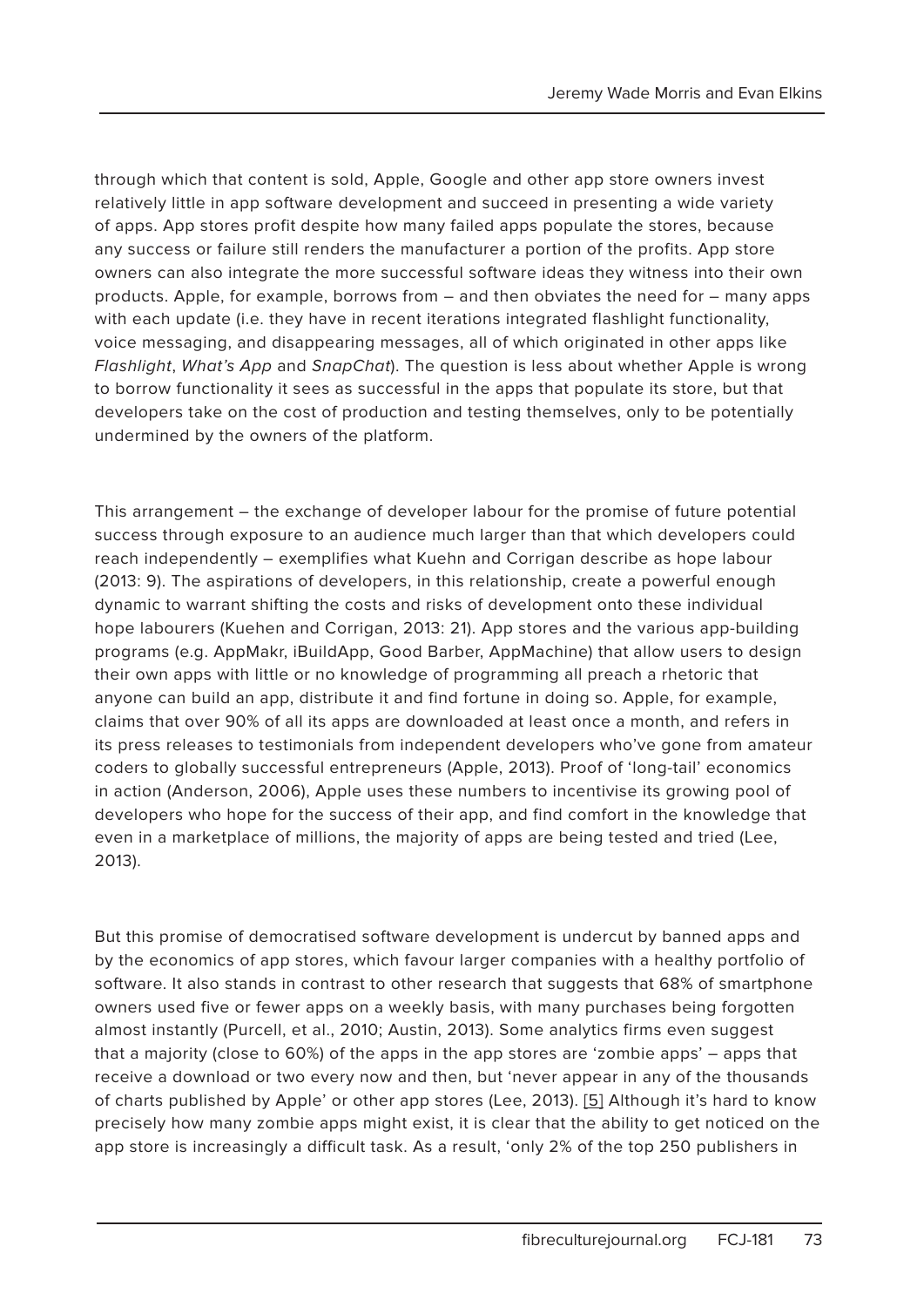through which that content is sold, Apple, Google and other app store owners invest relatively little in app software development and succeed in presenting a wide variety of apps. App stores profit despite how many failed apps populate the stores, because any success or failure still renders the manufacturer a portion of the profits. App store owners can also integrate the more successful software ideas they witness into their own products. Apple, for example, borrows from – and then obviates the need for – many apps with each update (i.e. they have in recent iterations integrated flashlight functionality, voice messaging, and disappearing messages, all of which originated in other apps like *Flashlight*, *What's App* and *SnapChat*). The question is less about whether Apple is wrong to borrow functionality it sees as successful in the apps that populate its store, but that developers take on the cost of production and testing themselves, only to be potentially undermined by the owners of the platform.

This arrangement – the exchange of developer labour for the promise of future potential success through exposure to an audience much larger than that which developers could reach independently – exemplifies what Kuehn and Corrigan describe as hope labour (2013: 9). The aspirations of developers, in this relationship, create a powerful enough dynamic to warrant shifting the costs and risks of development onto these individual hope labourers (Kuehen and Corrigan, 2013: 21). App stores and the various app-building programs (e.g. AppMakr, iBuildApp, Good Barber, AppMachine) that allow users to design their own apps with little or no knowledge of programming all preach a rhetoric that anyone can build an app, distribute it and find fortune in doing so. Apple, for example, claims that over 90% of all its apps are downloaded at least once a month, and refers in its press releases to testimonials from independent developers who've gone from amateur coders to globally successful entrepreneurs (Apple, 2013). Proof of 'long-tail' economics in action (Anderson, 2006), Apple uses these numbers to incentivise its growing pool of developers who hope for the success of their app, and find comfort in the knowledge that even in a marketplace of millions, the majority of apps are being tested and tried (Lee, 2013).

But this promise of democratised software development is undercut by banned apps and by the economics of app stores, which favour larger companies with a healthy portfolio of software. It also stands in contrast to other research that suggests that 68% of smartphone owners used five or fewer apps on a weekly basis, with many purchases being forgotten almost instantly (Purcell, et al., 2010; Austin, 2013). Some analytics firms even suggest that a majority (close to 60%) of the apps in the app stores are 'zombie apps' – apps that receive a download or two every now and then, but 'never appear in any of the thousands of charts published by Apple' or other app stores (Lee, 2013). [5] Although it's hard to know precisely how many zombie apps might exist, it is clear that the ability to get noticed on the app store is increasingly a difficult task. As a result, 'only 2% of the top 250 publishers in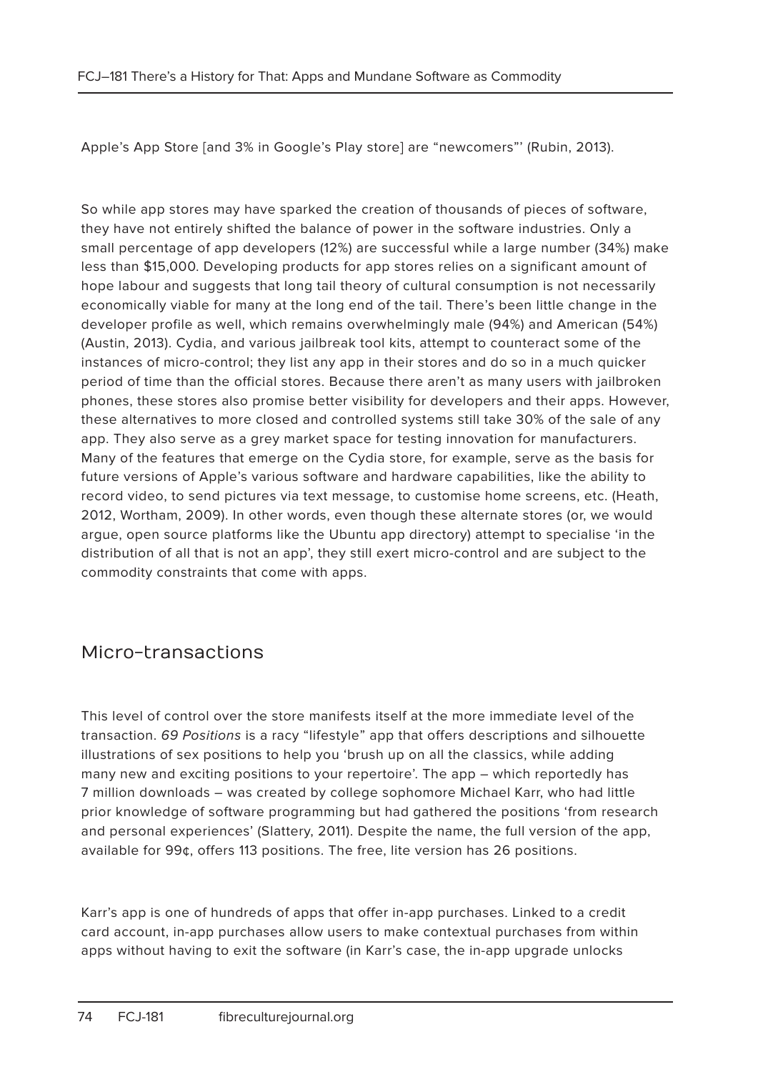Apple's App Store [and 3% in Google's Play store] are "newcomers"' (Rubin, 2013).

So while app stores may have sparked the creation of thousands of pieces of software, they have not entirely shifted the balance of power in the software industries. Only a small percentage of app developers (12%) are successful while a large number (34%) make less than $15,000. Developing products for app stores relies on a significant amount of hope labour and suggests that long tail theory of cultural consumption is not necessarily economically viable for many at the long end of the tail. There's been little change in the developer profile as well, which remains overwhelmingly male (94%) and American (54%) (Austin, 2013). Cydia, and various jailbreak tool kits, attempt to counteract some of the instances of micro-control; they list any app in their stores and do so in a much quicker period of time than the official stores. Because there aren't as many users with jailbroken phones, these stores also promise better visibility for developers and their apps. However, these alternatives to more closed and controlled systems still take 30% of the sale of any app. They also serve as a grey market space for testing innovation for manufacturers. Many of the features that emerge on the Cydia store, for example, serve as the basis for future versions of Apple's various software and hardware capabilities, like the ability to record video, to send pictures via text message, to customise home screens, etc. (Heath, 2012, Wortham, 2009). In other words, even though these alternate stores (or, we would argue, open source platforms like the Ubuntu app directory) attempt to specialise 'in the distribution of all that is not an app', they still exert micro-control and are subject to the commodity constraints that come with apps.

## Micro-transactions

This level of control over the store manifests itself at the more immediate level of the transaction. *69 Positions* is a racy "lifestyle" app that offers descriptions and silhouette illustrations of sex positions to help you 'brush up on all the classics, while adding many new and exciting positions to your repertoire'. The app – which reportedly has 7 million downloads – was created by college sophomore Michael Karr, who had little prior knowledge of software programming but had gathered the positions 'from research and personal experiences' (Slattery, 2011). Despite the name, the full version of the app, available for 99¢, offers 113 positions. The free, lite version has 26 positions.

Karr's app is one of hundreds of apps that offer in-app purchases. Linked to a credit card account, in-app purchases allow users to make contextual purchases from within apps without having to exit the software (in Karr's case, the in-app upgrade unlocks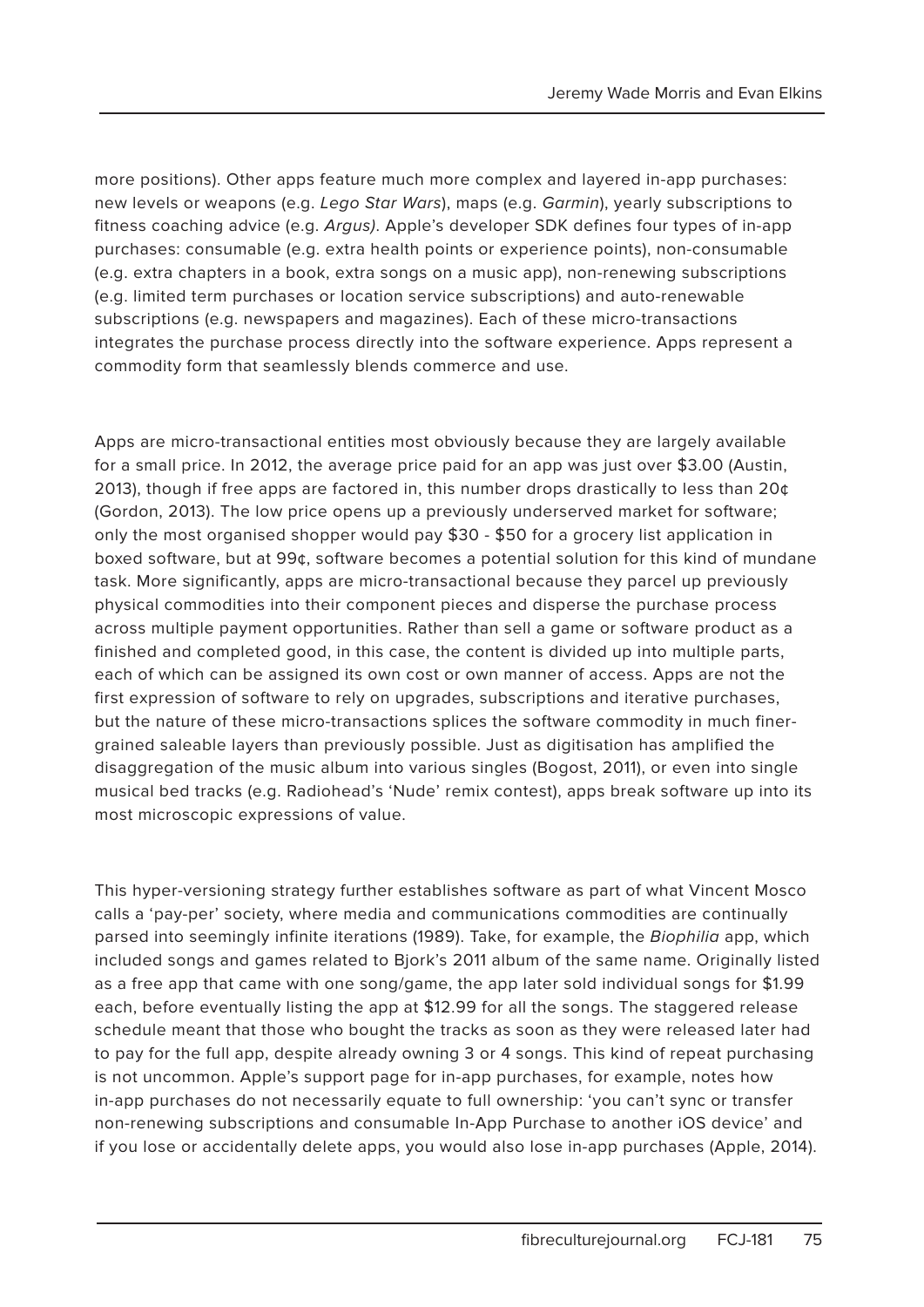more positions). Other apps feature much more complex and layered in-app purchases: new levels or weapons (e.g. *Lego Star Wars*), maps (e.g. *Garmin*), yearly subscriptions to fitness coaching advice (e.g. *Argus)*. Apple's developer SDK defines four types of in-app purchases: consumable (e.g. extra health points or experience points), non-consumable (e.g. extra chapters in a book, extra songs on a music app), non-renewing subscriptions (e.g. limited term purchases or location service subscriptions) and auto-renewable subscriptions (e.g. newspapers and magazines). Each of these micro-transactions integrates the purchase process directly into the software experience. Apps represent a commodity form that seamlessly blends commerce and use.

Apps are micro-transactional entities most obviously because they are largely available for a small price. In 2012, the average price paid for an app was just over $3.00 (Austin, 2013), though if free apps are factored in, this number drops drastically to less than 20¢ (Gordon, 2013). The low price opens up a previously underserved market for software; only the most organised shopper would pay $30 - $50 for a grocery list application in boxed software, but at 99¢, software becomes a potential solution for this kind of mundane task. More significantly, apps are micro-transactional because they parcel up previously physical commodities into their component pieces and disperse the purchase process across multiple payment opportunities. Rather than sell a game or software product as a finished and completed good, in this case, the content is divided up into multiple parts, each of which can be assigned its own cost or own manner of access. Apps are not the first expression of software to rely on upgrades, subscriptions and iterative purchases, but the nature of these micro-transactions splices the software commodity in much finer-grained saleable layers than previously possible. Just as digitisation has amplified the disaggregation of the music album into various singles (Bogost, 2011), or even into single musical bed tracks (e.g. Radiohead's 'Nude' remix contest), apps break software up into its most microscopic expressions of value.

This hyper-versioning strategy further establishes software as part of what Vincent Mosco calls a 'pay-per' society, where media and communications commodities are continually parsed into seemingly infinite iterations (1989). Take, for example, the *Biophilia* app, which included songs and games related to Bjork's 2011 album of the same name. Originally listed as a free app that came with one song/game, the app later sold individual songs for $1.99 each, before eventually listing the app at $12.99 for all the songs. The staggered release schedule meant that those who bought the tracks as soon as they were released later had to pay for the full app, despite already owning 3 or 4 songs. This kind of repeat purchasing is not uncommon. Apple's support page for in-app purchases, for example, notes how in-app purchases do not necessarily equate to full ownership: 'you can't sync or transfer non-renewing subscriptions and consumable In-App Purchase to another iOS device' and if you lose or accidentally delete apps, you would also lose in-app purchases (Apple, 2014).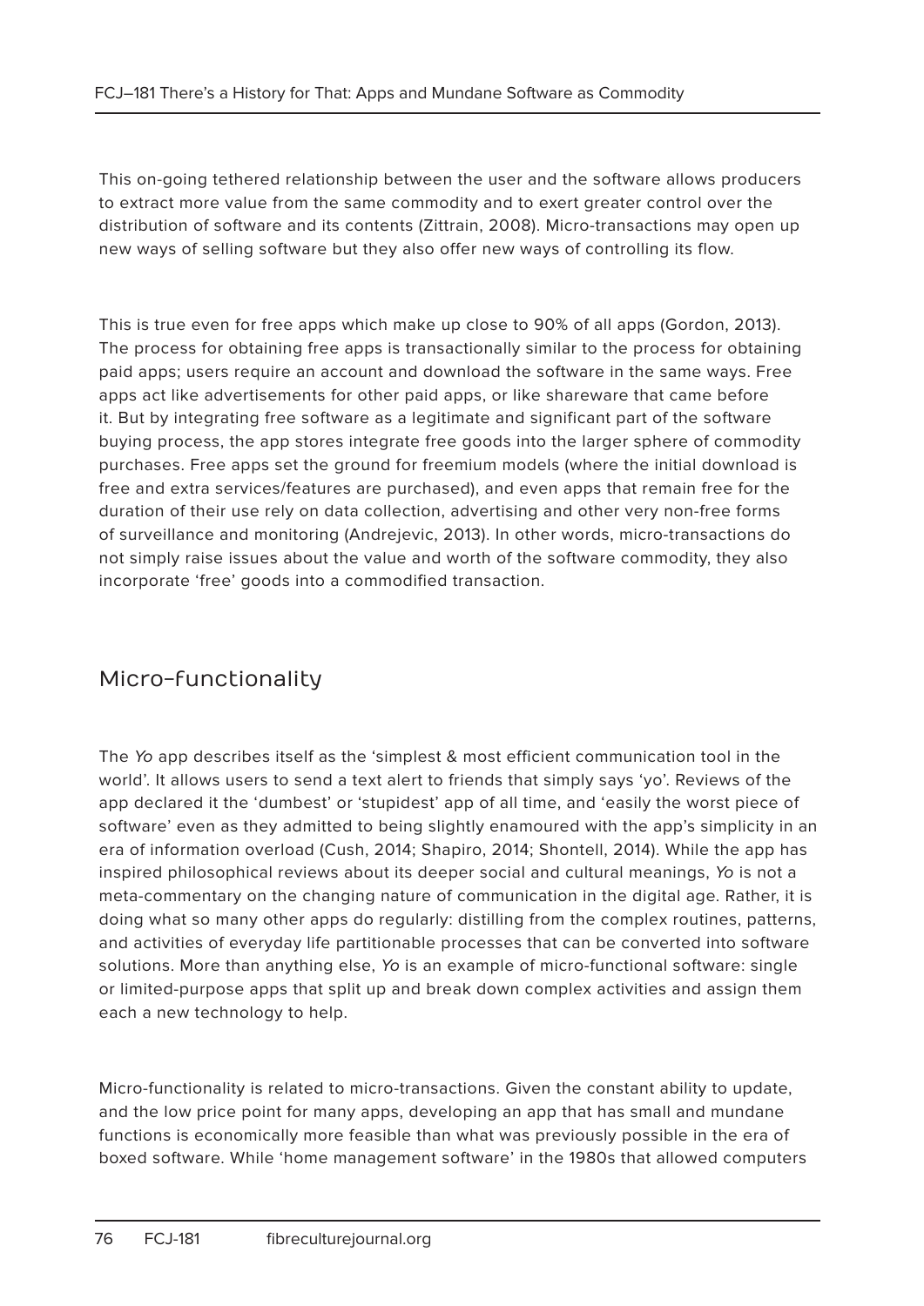This on-going tethered relationship between the user and the software allows producers to extract more value from the same commodity and to exert greater control over the distribution of software and its contents (Zittrain, 2008). Micro-transactions may open up new ways of selling software but they also offer new ways of controlling its flow.

This is true even for free apps which make up close to 90% of all apps (Gordon, 2013). The process for obtaining free apps is transactionally similar to the process for obtaining paid apps; users require an account and download the software in the same ways. Free apps act like advertisements for other paid apps, or like shareware that came before it. But by integrating free software as a legitimate and significant part of the software buying process, the app stores integrate free goods into the larger sphere of commodity purchases. Free apps set the ground for freemium models (where the initial download is free and extra services/features are purchased), and even apps that remain free for the duration of their use rely on data collection, advertising and other very non-free forms of surveillance and monitoring (Andrejevic, 2013). In other words, micro-transactions do not simply raise issues about the value and worth of the software commodity, they also incorporate 'free' goods into a commodified transaction.

## Micro-functionality

The *Yo* app describes itself as the 'simplest & most efficient communication tool in the world'. It allows users to send a text alert to friends that simply says 'yo'. Reviews of the app declared it the 'dumbest' or 'stupidest' app of all time, and 'easily the worst piece of software' even as they admitted to being slightly enamoured with the app's simplicity in an era of information overload (Cush, 2014; Shapiro, 2014; Shontell, 2014). While the app has inspired philosophical reviews about its deeper social and cultural meanings, *Yo* is not a meta-commentary on the changing nature of communication in the digital age. Rather, it is doing what so many other apps do regularly: distilling from the complex routines, patterns, and activities of everyday life partitionable processes that can be converted into software solutions. More than anything else, *Yo* is an example of micro-functional software: single or limited-purpose apps that split up and break down complex activities and assign them each a new technology to help.

Micro-functionality is related to micro-transactions. Given the constant ability to update, and the low price point for many apps, developing an app that has small and mundane functions is economically more feasible than what was previously possible in the era of boxed software. While 'home management software' in the 1980s that allowed computers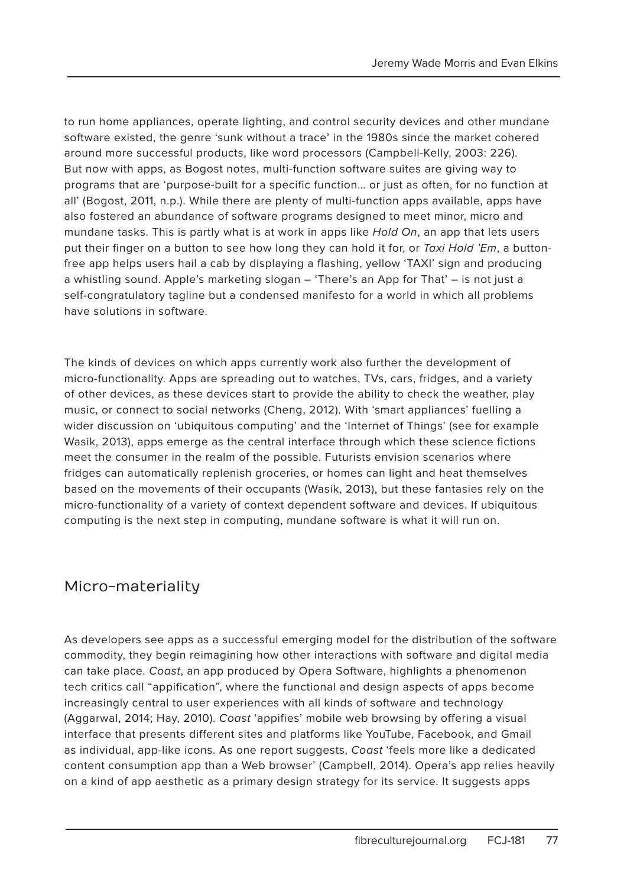to run home appliances, operate lighting, and control security devices and other mundane software existed, the genre 'sunk without a trace' in the 1980s since the market cohered around more successful products, like word processors (Campbell-Kelly, 2003: 226). But now with apps, as Bogost notes, multi-function software suites are giving way to programs that are 'purpose-built for a specific function… or just as often, for no function at all' (Bogost, 2011, n.p.). While there are plenty of multi-function apps available, apps have also fostered an abundance of software programs designed to meet minor, micro and mundane tasks. This is partly what is at work in apps like *Hold On*, an app that lets users put their finger on a button to see how long they can hold it for, or *Taxi Hold 'Em*, a button-free app helps users hail a cab by displaying a flashing, yellow 'TAXI' sign and producing a whistling sound. Apple's marketing slogan – 'There's an App for That' – is not just a self-congratulatory tagline but a condensed manifesto for a world in which all problems have solutions in software.

The kinds of devices on which apps currently work also further the development of micro-functionality. Apps are spreading out to watches, TVs, cars, fridges, and a variety of other devices, as these devices start to provide the ability to check the weather, play music, or connect to social networks (Cheng, 2012). With 'smart appliances' fuelling a wider discussion on 'ubiquitous computing' and the 'Internet of Things' (see for example Wasik, 2013), apps emerge as the central interface through which these science fictions meet the consumer in the realm of the possible. Futurists envision scenarios where fridges can automatically replenish groceries, or homes can light and heat themselves based on the movements of their occupants (Wasik, 2013), but these fantasies rely on the micro-functionality of a variety of context dependent software and devices. If ubiquitous computing is the next step in computing, mundane software is what it will run on.

## Micro-materiality

As developers see apps as a successful emerging model for the distribution of the software commodity, they begin reimagining how other interactions with software and digital media can take place. *Coast*, an app produced by Opera Software, highlights a phenomenon tech critics call "appification", where the functional and design aspects of apps become increasingly central to user experiences with all kinds of software and technology (Aggarwal, 2014; Hay, 2010). *Coast* 'appifies' mobile web browsing by offering a visual interface that presents different sites and platforms like YouTube, Facebook, and Gmail as individual, app-like icons. As one report suggests, *Coast* 'feels more like a dedicated content consumption app than a Web browser' (Campbell, 2014). Opera's app relies heavily on a kind of app aesthetic as a primary design strategy for its service. It suggests apps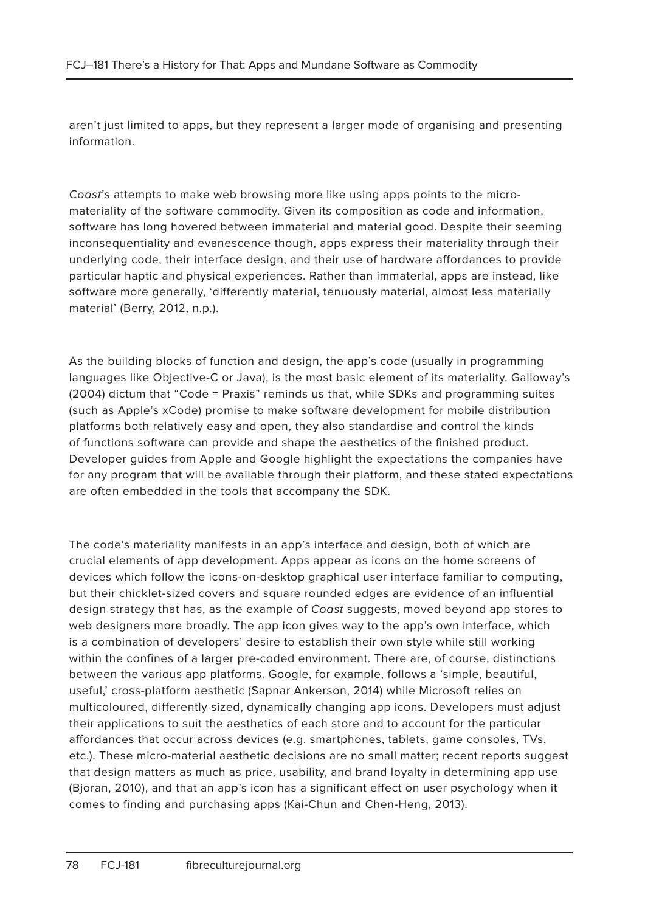aren't just limited to apps, but they represent a larger mode of organising and presenting information.

*Coast*'s attempts to make web browsing more like using apps points to the micro-materiality of the software commodity. Given its composition as code and information, software has long hovered between immaterial and material good. Despite their seeming inconsequentiality and evanescence though, apps express their materiality through their underlying code, their interface design, and their use of hardware affordances to provide particular haptic and physical experiences. Rather than immaterial, apps are instead, like software more generally, 'differently material, tenuously material, almost less materially material' (Berry, 2012, n.p.).

As the building blocks of function and design, the app's code (usually in programming languages like Objective-C or Java), is the most basic element of its materiality. Galloway's (2004) dictum that "Code = Praxis" reminds us that, while SDKs and programming suites (such as Apple's xCode) promise to make software development for mobile distribution platforms both relatively easy and open, they also standardise and control the kinds of functions software can provide and shape the aesthetics of the finished product. Developer guides from Apple and Google highlight the expectations the companies have for any program that will be available through their platform, and these stated expectations are often embedded in the tools that accompany the SDK.

The code's materiality manifests in an app's interface and design, both of which are crucial elements of app development. Apps appear as icons on the home screens of devices which follow the icons-on-desktop graphical user interface familiar to computing, but their chicklet-sized covers and square rounded edges are evidence of an influential design strategy that has, as the example of *Coast* suggests, moved beyond app stores to web designers more broadly. The app icon gives way to the app's own interface, which is a combination of developers' desire to establish their own style while still working within the confines of a larger pre-coded environment. There are, of course, distinctions between the various app platforms. Google, for example, follows a 'simple, beautiful, useful,' cross-platform aesthetic (Sapnar Ankerson, 2014) while Microsoft relies on multicoloured, differently sized, dynamically changing app icons. Developers must adjust their applications to suit the aesthetics of each store and to account for the particular affordances that occur across devices (e.g. smartphones, tablets, game consoles, TVs, etc.). These micro-material aesthetic decisions are no small matter; recent reports suggest that design matters as much as price, usability, and brand loyalty in determining app use (Bjoran, 2010), and that an app's icon has a significant effect on user psychology when it comes to finding and purchasing apps (Kai-Chun and Chen-Heng, 2013).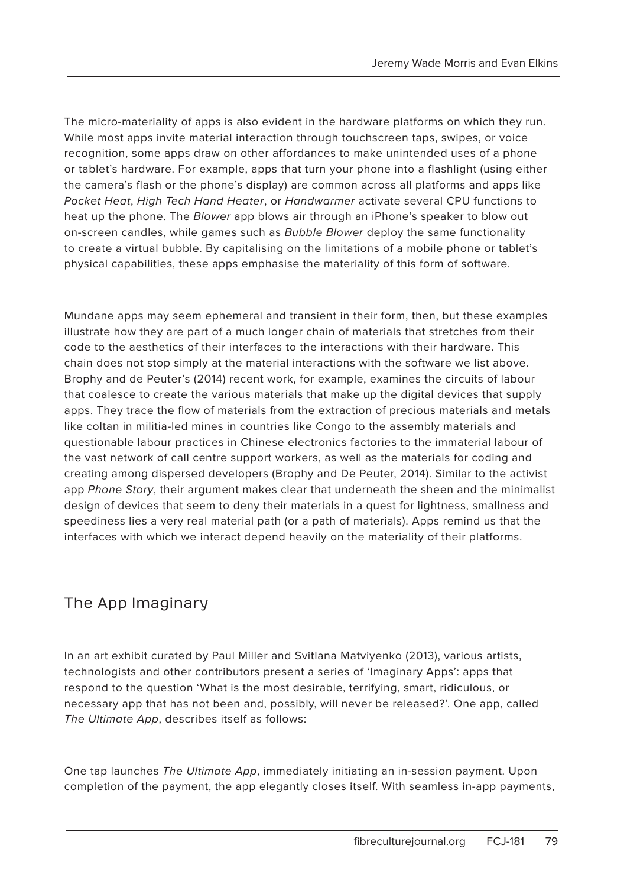The micro-materiality of apps is also evident in the hardware platforms on which they run. While most apps invite material interaction through touchscreen taps, swipes, or voice recognition, some apps draw on other affordances to make unintended uses of a phone or tablet's hardware. For example, apps that turn your phone into a flashlight (using either the camera's flash or the phone's display) are common across all platforms and apps like *Pocket Heat*, *High Tech Hand Heater*, or *Handwarmer* activate several CPU functions to heat up the phone. The *Blower* app blows air through an iPhone's speaker to blow out on-screen candles, while games such as *Bubble Blower* deploy the same functionality to create a virtual bubble. By capitalising on the limitations of a mobile phone or tablet's physical capabilities, these apps emphasise the materiality of this form of software.

Mundane apps may seem ephemeral and transient in their form, then, but these examples illustrate how they are part of a much longer chain of materials that stretches from their code to the aesthetics of their interfaces to the interactions with their hardware. This chain does not stop simply at the material interactions with the software we list above. Brophy and de Peuter's (2014) recent work, for example, examines the circuits of labour that coalesce to create the various materials that make up the digital devices that supply apps. They trace the flow of materials from the extraction of precious materials and metals like coltan in militia-led mines in countries like Congo to the assembly materials and questionable labour practices in Chinese electronics factories to the immaterial labour of the vast network of call centre support workers, as well as the materials for coding and creating among dispersed developers (Brophy and De Peuter, 2014). Similar to the activist app *Phone Story*, their argument makes clear that underneath the sheen and the minimalist design of devices that seem to deny their materials in a quest for lightness, smallness and speediness lies a very real material path (or a path of materials). Apps remind us that the interfaces with which we interact depend heavily on the materiality of their platforms.

## The App Imaginary

In an art exhibit curated by Paul Miller and Svitlana Matviyenko (2013), various artists, technologists and other contributors present a series of 'Imaginary Apps': apps that respond to the question 'What is the most desirable, terrifying, smart, ridiculous, or necessary app that has not been and, possibly, will never be released?'. One app, called *The Ultimate App*, describes itself as follows:

One tap launches *The Ultimate App*, immediately initiating an in-session payment. Upon completion of the payment, the app elegantly closes itself. With seamless in-app payments,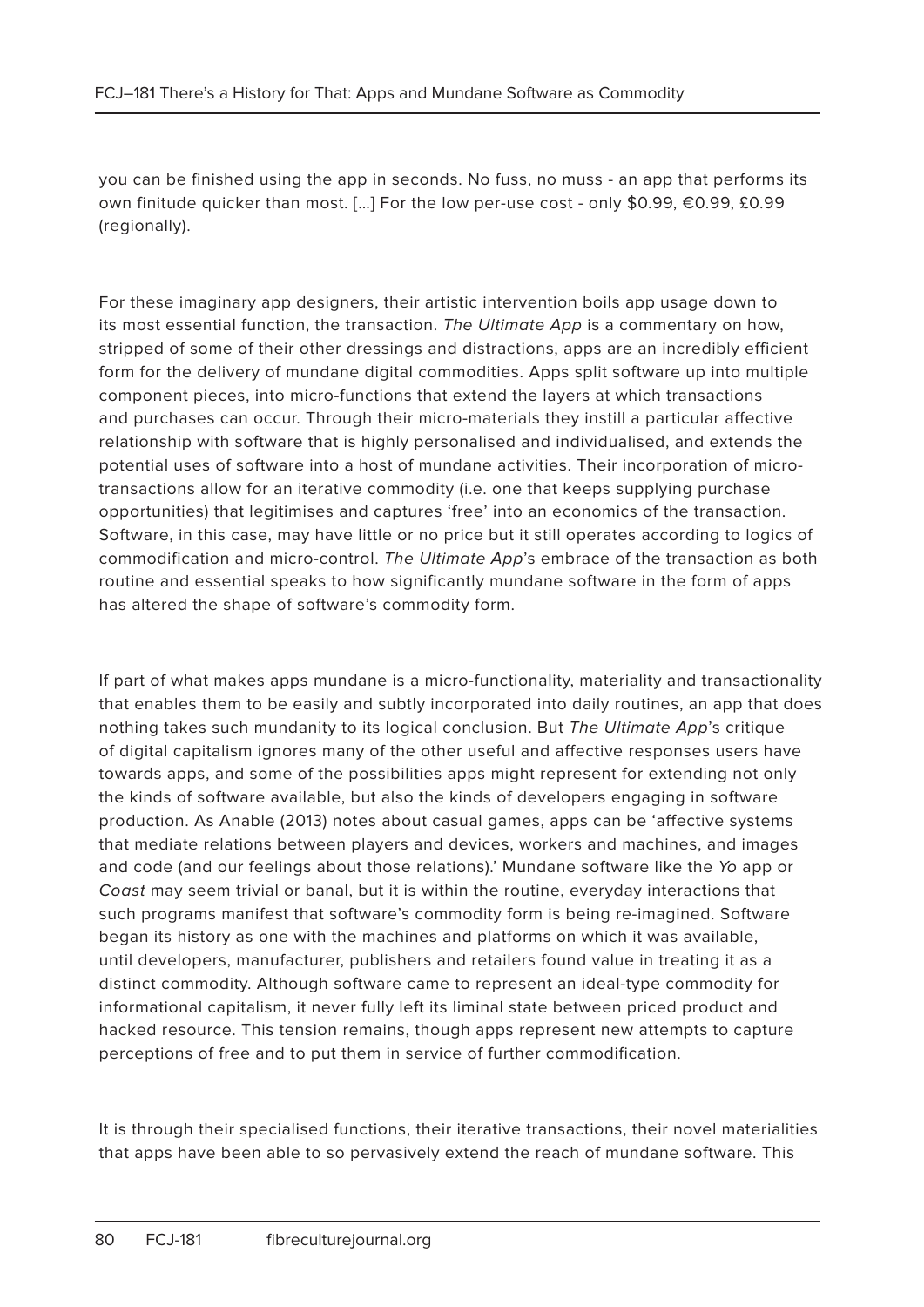you can be finished using the app in seconds. No fuss, no muss - an app that performs its own finitude quicker than most. [...] For the low per-use cost - only $0.99, €0.99, £0.99 (regionally).

For these imaginary app designers, their artistic intervention boils app usage down to its most essential function, the transaction. *The Ultimate App* is a commentary on how, stripped of some of their other dressings and distractions, apps are an incredibly efficient form for the delivery of mundane digital commodities. Apps split software up into multiple component pieces, into micro-functions that extend the layers at which transactions and purchases can occur. Through their micro-materials they instill a particular affective relationship with software that is highly personalised and individualised, and extends the potential uses of software into a host of mundane activities. Their incorporation of micro-transactions allow for an iterative commodity (i.e. one that keeps supplying purchase opportunities) that legitimises and captures 'free' into an economics of the transaction. Software, in this case, may have little or no price but it still operates according to logics of commodification and micro-control. *The Ultimate App*'s embrace of the transaction as both routine and essential speaks to how significantly mundane software in the form of apps has altered the shape of software's commodity form.

If part of what makes apps mundane is a micro-functionality, materiality and transactionality that enables them to be easily and subtly incorporated into daily routines, an app that does nothing takes such mundanity to its logical conclusion. But *The Ultimate App*'s critique of digital capitalism ignores many of the other useful and affective responses users have towards apps, and some of the possibilities apps might represent for extending not only the kinds of software available, but also the kinds of developers engaging in software production. As Anable (2013) notes about casual games, apps can be 'affective systems that mediate relations between players and devices, workers and machines, and images and code (and our feelings about those relations).' Mundane software like the *Yo* app or *Coast* may seem trivial or banal, but it is within the routine, everyday interactions that such programs manifest that software's commodity form is being re-imagined. Software began its history as one with the machines and platforms on which it was available, until developers, manufacturer, publishers and retailers found value in treating it as a distinct commodity. Although software came to represent an ideal-type commodity for informational capitalism, it never fully left its liminal state between priced product and hacked resource. This tension remains, though apps represent new attempts to capture perceptions of free and to put them in service of further commodification.

It is through their specialised functions, their iterative transactions, their novel materialities that apps have been able to so pervasively extend the reach of mundane software. This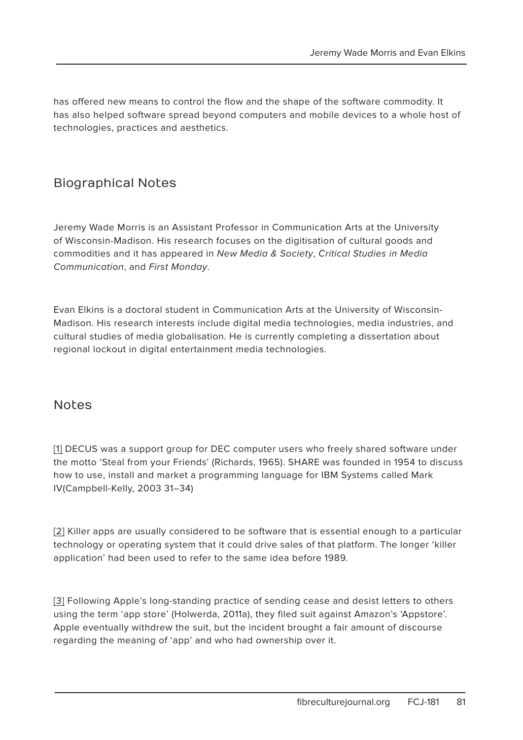has offered new means to control the flow and the shape of the software commodity. It has also helped software spread beyond computers and mobile devices to a whole host of technologies, practices and aesthetics.

## Biographical Notes

Jeremy Wade Morris is an Assistant Professor in Communication Arts at the University of Wisconsin-Madison. His research focuses on the digitisation of cultural goods and commodities and it has appeared in *New Media & Society*, *Critical Studies in Media Communication*, and *First Monday*.

Evan Elkins is a doctoral student in Communication Arts at the University of Wisconsin-Madison. His research interests include digital media technologies, media industries, and cultural studies of media globalisation. He is currently completing a dissertation about regional lockout in digital entertainment media technologies.

## Notes

[1] DECUS was a support group for DEC computer users who freely shared software under the motto 'Steal from your Friends' (Richards, 1965). SHARE was founded in 1954 to discuss how to use, install and market a programming language for IBM Systems called Mark IV(Campbell-Kelly, 2003 31–34)

[2] Killer apps are usually considered to be software that is essential enough to a particular technology or operating system that it could drive sales of that platform. The longer 'killer application' had been used to refer to the same idea before 1989.

[3] Following Apple's long-standing practice of sending cease and desist letters to others using the term 'app store' (Holwerda, 2011a), they filed suit against Amazon's 'Appstore'. Apple eventually withdrew the suit, but the incident brought a fair amount of discourse regarding the meaning of 'app' and who had ownership over it.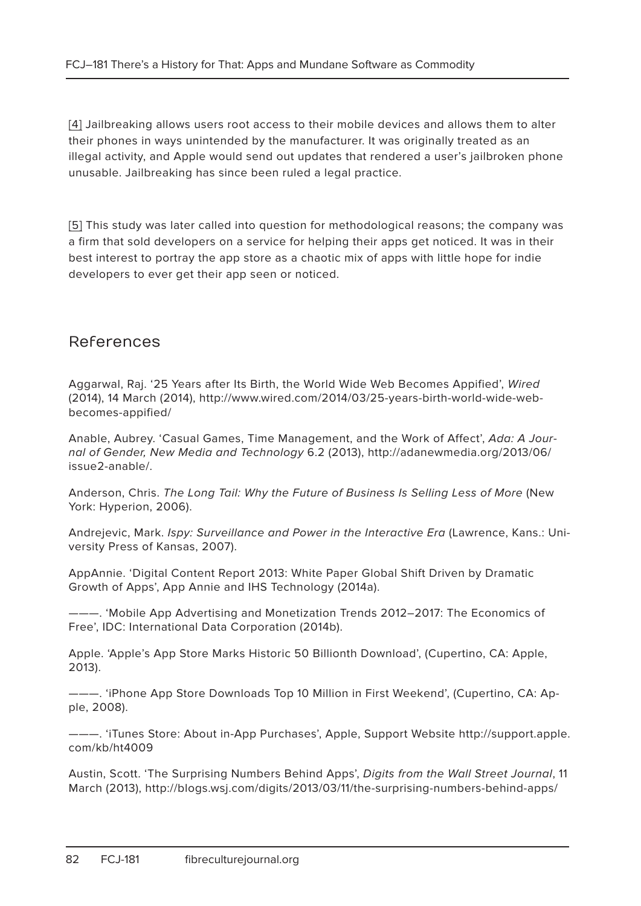[4] Jailbreaking allows users root access to their mobile devices and allows them to alter their phones in ways unintended by the manufacturer. It was originally treated as an illegal activity, and Apple would send out updates that rendered a user's jailbroken phone unusable. Jailbreaking has since been ruled a legal practice.

[5] This study was later called into question for methodological reasons; the company was a firm that sold developers on a service for helping their apps get noticed. It was in their best interest to portray the app store as a chaotic mix of apps with little hope for indie developers to ever get their app seen or noticed.

## References

Aggarwal, Raj. '25 Years after Its Birth, the World Wide Web Becomes Appified', *Wired* (2014), 14 March (2014), http://www.wired.com/2014/03/25-years-birth-world-wide-web-becomes-appified/

Anable, Aubrey. 'Casual Games, Time Management, and the Work of Affect', *Ada: A Journal of Gender, New Media and Technology* 6.2 (2013), http://adanewmedia.org/2013/06/issue2-anable/.

Anderson, Chris. *The Long Tail: Why the Future of Business Is Selling Less of More* (New York: Hyperion, 2006).

Andrejevic, Mark. *Ispy: Surveillance and Power in the Interactive Era* (Lawrence, Kans.: University Press of Kansas, 2007).

AppAnnie. 'Digital Content Report 2013: White Paper Global Shift Driven by Dramatic Growth of Apps', App Annie and IHS Technology (2014a).

———. 'Mobile App Advertising and Monetization Trends 2012–2017: The Economics of Free', IDC: International Data Corporation (2014b).

Apple. 'Apple's App Store Marks Historic 50 Billionth Download', (Cupertino, CA: Apple, 2013).

———. 'iPhone App Store Downloads Top 10 Million in First Weekend', (Cupertino, CA: Apple, 2008).

———. 'iTunes Store: About in-App Purchases', Apple, Support Website http://support.apple.com/kb/ht4009

Austin, Scott. 'The Surprising Numbers Behind Apps', *Digits from the Wall Street Journal*, 11 March (2013), http://blogs.wsj.com/digits/2013/03/11/the-surprising-numbers-behind-apps/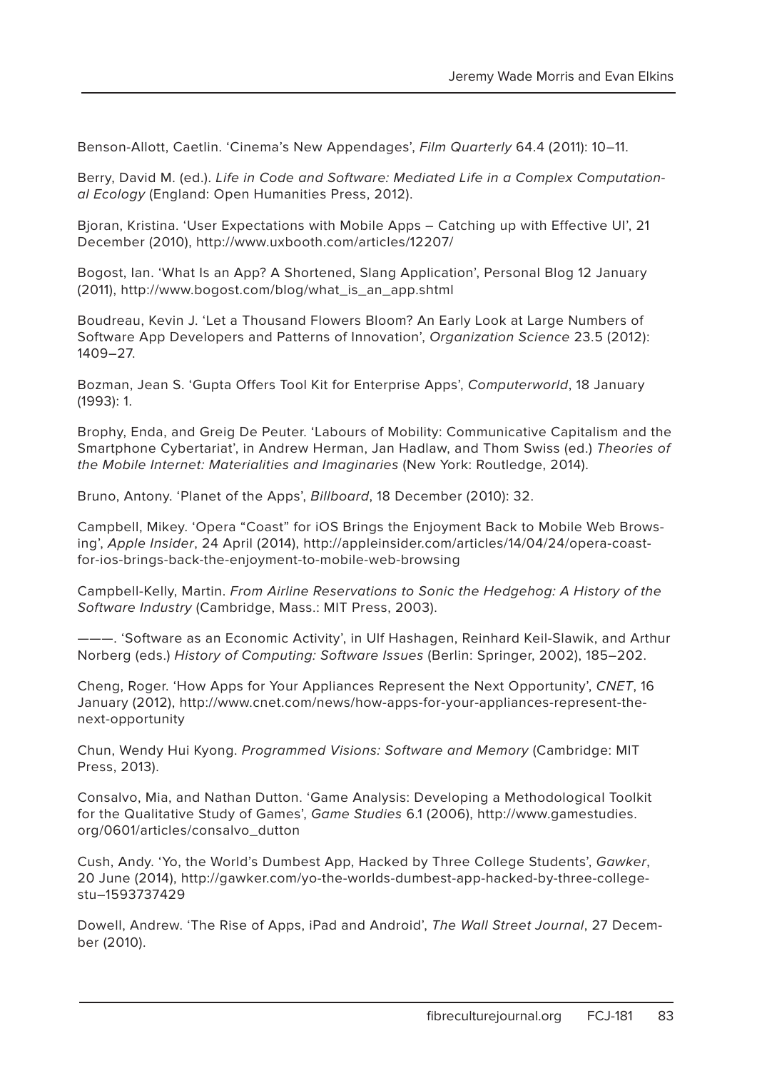Benson-Allott, Caetlin. 'Cinema's New Appendages', *Film Quarterly* 64.4 (2011): 10–11.

Berry, David M. (ed.). *Life in Code and Software: Mediated Life in a Complex Computational Ecology* (England: Open Humanities Press, 2012).

Bjoran, Kristina. 'User Expectations with Mobile Apps – Catching up with Effective UI', 21 December (2010), http://www.uxbooth.com/articles/12207/

Bogost, Ian. 'What Is an App? A Shortened, Slang Application', Personal Blog 12 January (2011), http://www.bogost.com/blog/what_is_an_app.shtml

Boudreau, Kevin J. 'Let a Thousand Flowers Bloom? An Early Look at Large Numbers of Software App Developers and Patterns of Innovation', *Organization Science* 23.5 (2012): 1409–27.

Bozman, Jean S. 'Gupta Offers Tool Kit for Enterprise Apps', *Computerworld*, 18 January (1993): 1.

Brophy, Enda, and Greig De Peuter. 'Labours of Mobility: Communicative Capitalism and the Smartphone Cybertariat', in Andrew Herman, Jan Hadlaw, and Thom Swiss (ed.) *Theories of the Mobile Internet: Materialities and Imaginaries* (New York: Routledge, 2014).

Bruno, Antony. 'Planet of the Apps', *Billboard*, 18 December (2010): 32.

Campbell, Mikey. 'Opera "Coast" for iOS Brings the Enjoyment Back to Mobile Web Browsing', *Apple Insider*, 24 April (2014), http://appleinsider.com/articles/14/04/24/opera-coast-for-ios-brings-back-the-enjoyment-to-mobile-web-browsing

Campbell-Kelly, Martin. *From Airline Reservations to Sonic the Hedgehog: A History of the Software Industry* (Cambridge, Mass.: MIT Press, 2003).

———. 'Software as an Economic Activity', in Ulf Hashagen, Reinhard Keil-Slawik, and Arthur Norberg (eds.) *History of Computing: Software Issues* (Berlin: Springer, 2002), 185–202.

Cheng, Roger. 'How Apps for Your Appliances Represent the Next Opportunity', *CNET*, 16 January (2012), http://www.cnet.com/news/how-apps-for-your-appliances-represent-the-next-opportunity

Chun, Wendy Hui Kyong. *Programmed Visions: Software and Memory* (Cambridge: MIT Press, 2013).

Consalvo, Mia, and Nathan Dutton. 'Game Analysis: Developing a Methodological Toolkit for the Qualitative Study of Games', *Game Studies* 6.1 (2006), http://www.gamestudies.org/0601/articles/consalvo_dutton

Cush, Andy. 'Yo, the World's Dumbest App, Hacked by Three College Students', *Gawker*, 20 June (2014), http://gawker.com/yo-the-worlds-dumbest-app-hacked-by-three-college-stu–1593737429

Dowell, Andrew. 'The Rise of Apps, iPad and Android', *The Wall Street Journal*, 27 December (2010).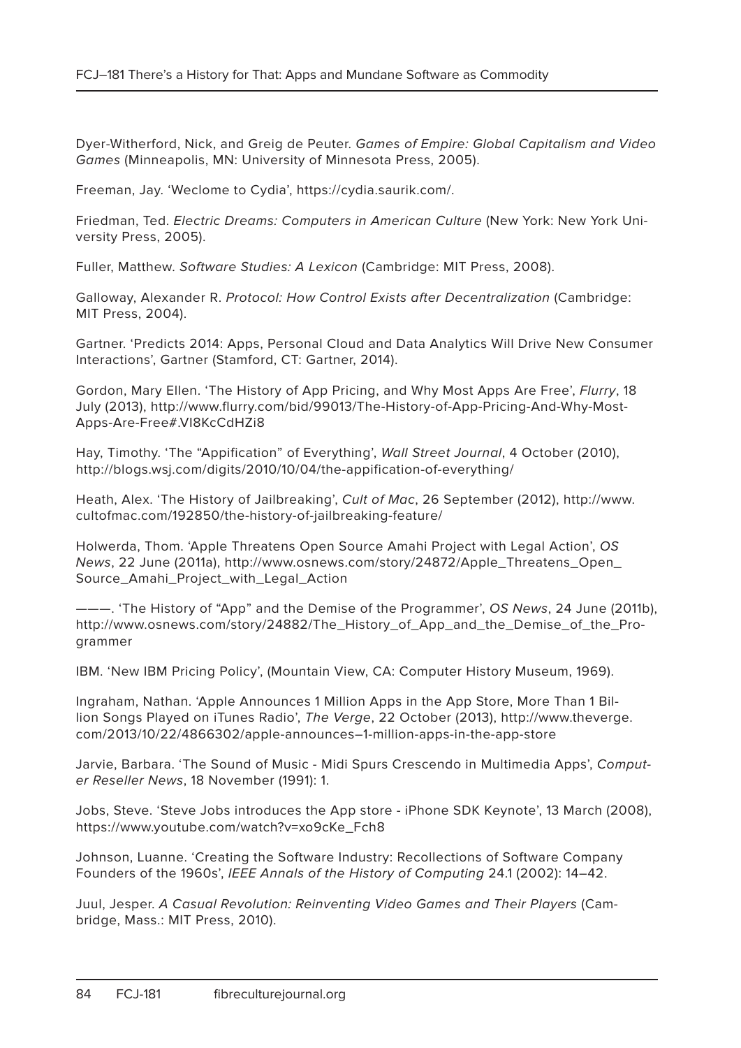Dyer-Witherford, Nick, and Greig de Peuter. *Games of Empire: Global Capitalism and Video Games* (Minneapolis, MN: University of Minnesota Press, 2005).

Freeman, Jay. 'Weclome to Cydia', https://cydia.saurik.com/.

Friedman, Ted. *Electric Dreams: Computers in American Culture* (New York: New York University Press, 2005).

Fuller, Matthew. *Software Studies: A Lexicon* (Cambridge: MIT Press, 2008).

Galloway, Alexander R. *Protocol: How Control Exists after Decentralization* (Cambridge: MIT Press, 2004).

Gartner. 'Predicts 2014: Apps, Personal Cloud and Data Analytics Will Drive New Consumer Interactions', Gartner (Stamford, CT: Gartner, 2014).

Gordon, Mary Ellen. 'The History of App Pricing, and Why Most Apps Are Free', *Flurry*, 18 July (2013), http://www.flurry.com/bid/99013/The-History-of-App-Pricing-And-Why-Most-Apps-Are-Free#.VI8KcCdHZi8

Hay, Timothy. 'The "Appification" of Everything', *Wall Street Journal*, 4 October (2010), http://blogs.wsj.com/digits/2010/10/04/the-appification-of-everything/

Heath, Alex. 'The History of Jailbreaking', *Cult of Mac*, 26 September (2012), http://www.cultofmac.com/192850/the-history-of-jailbreaking-feature/

Holwerda, Thom. 'Apple Threatens Open Source Amahi Project with Legal Action', *OS News*, 22 June (2011a), http://www.osnews.com/story/24872/Apple_Threatens_Open_Source_Amahi_Project_with_Legal_Action

———. 'The History of "App" and the Demise of the Programmer', *OS News*, 24 June (2011b), http://www.osnews.com/story/24882/The_History_of_App_and_the_Demise_of_the_Programmer

IBM. 'New IBM Pricing Policy', (Mountain View, CA: Computer History Museum, 1969).

Ingraham, Nathan. 'Apple Announces 1 Million Apps in the App Store, More Than 1 Billion Songs Played on iTunes Radio', *The Verge*, 22 October (2013), http://www.theverge.com/2013/10/22/4866302/apple-announces–1-million-apps-in-the-app-store

Jarvie, Barbara. 'The Sound of Music - Midi Spurs Crescendo in Multimedia Apps', *Computer Reseller News*, 18 November (1991): 1.

Jobs, Steve. 'Steve Jobs introduces the App store - iPhone SDK Keynote', 13 March (2008), https://www.youtube.com/watch?v=xo9cKe_Fch8

Johnson, Luanne. 'Creating the Software Industry: Recollections of Software Company Founders of the 1960s', *IEEE Annals of the History of Computing* 24.1 (2002): 14–42.

Juul, Jesper. *A Casual Revolution: Reinventing Video Games and Their Players* (Cambridge, Mass.: MIT Press, 2010).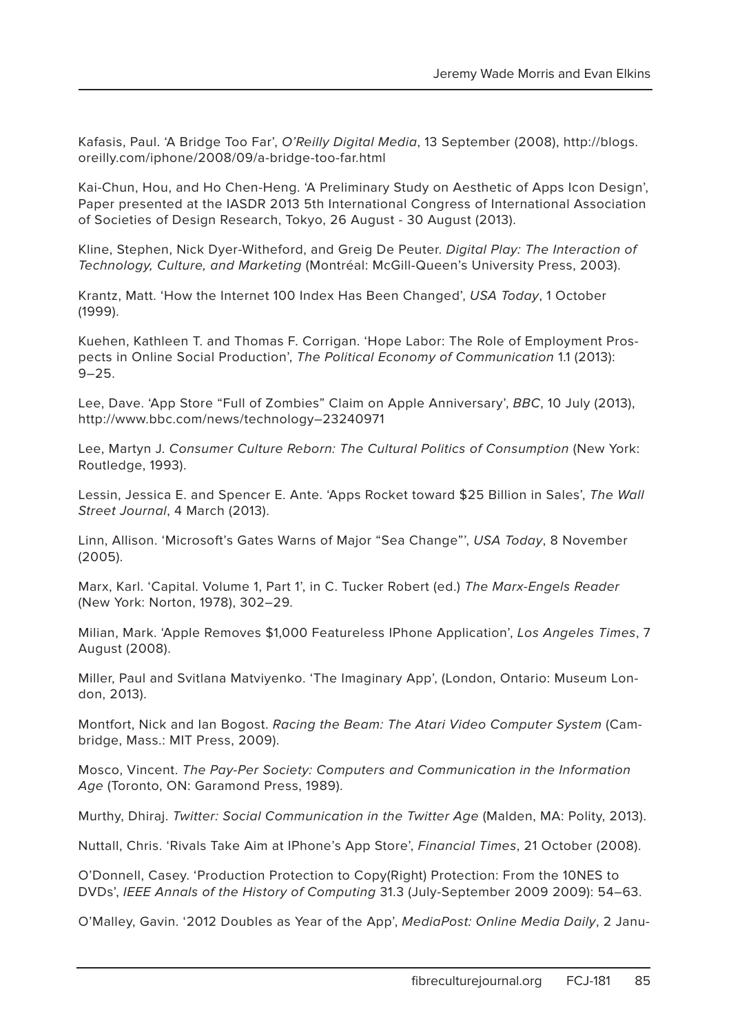Kafasis, Paul. 'A Bridge Too Far', *O'Reilly Digital Media*, 13 September (2008), http://blogs.oreilly.com/iphone/2008/09/a-bridge-too-far.html

Kai-Chun, Hou, and Ho Chen-Heng. 'A Preliminary Study on Aesthetic of Apps Icon Design', Paper presented at the IASDR 2013 5th International Congress of International Association of Societies of Design Research, Tokyo, 26 August - 30 August (2013).

Kline, Stephen, Nick Dyer-Witheford, and Greig De Peuter. *Digital Play: The Interaction of Technology, Culture, and Marketing* (Montréal: McGill-Queen's University Press, 2003).

Krantz, Matt. 'How the Internet 100 Index Has Been Changed', *USA Today*, 1 October (1999).

Kuehen, Kathleen T. and Thomas F. Corrigan. 'Hope Labor: The Role of Employment Prospects in Online Social Production', *The Political Economy of Communication* 1.1 (2013): 9–25.

Lee, Dave. 'App Store "Full of Zombies" Claim on Apple Anniversary', *BBC*, 10 July (2013), http://www.bbc.com/news/technology–23240971

Lee, Martyn J. *Consumer Culture Reborn: The Cultural Politics of Consumption* (New York: Routledge, 1993).

Lessin, Jessica E. and Spencer E. Ante. 'Apps Rocket toward $25 Billion in Sales', *The Wall Street Journal*, 4 March (2013).

Linn, Allison. 'Microsoft's Gates Warns of Major "Sea Change"', *USA Today*, 8 November (2005).

Marx, Karl. 'Capital. Volume 1, Part 1', in C. Tucker Robert (ed.) *The Marx-Engels Reader* (New York: Norton, 1978), 302–29.

Milian, Mark. 'Apple Removes $1,000 Featureless IPhone Application', *Los Angeles Times*, 7 August (2008).

Miller, Paul and Svitlana Matviyenko. 'The Imaginary App', (London, Ontario: Museum London, 2013).

Montfort, Nick and Ian Bogost. *Racing the Beam: The Atari Video Computer System* (Cambridge, Mass.: MIT Press, 2009).

Mosco, Vincent. *The Pay-Per Society: Computers and Communication in the Information Age* (Toronto, ON: Garamond Press, 1989).

Murthy, Dhiraj. *Twitter: Social Communication in the Twitter Age* (Malden, MA: Polity, 2013).

Nuttall, Chris. 'Rivals Take Aim at IPhone's App Store', *Financial Times*, 21 October (2008).

O'Donnell, Casey. 'Production Protection to Copy(Right) Protection: From the 10NES to DVDs', *IEEE Annals of the History of Computing* 31.3 (July-September 2009 2009): 54–63.

O'Malley, Gavin. '2012 Doubles as Year of the App', *MediaPost: Online Media Daily*, 2 Janu-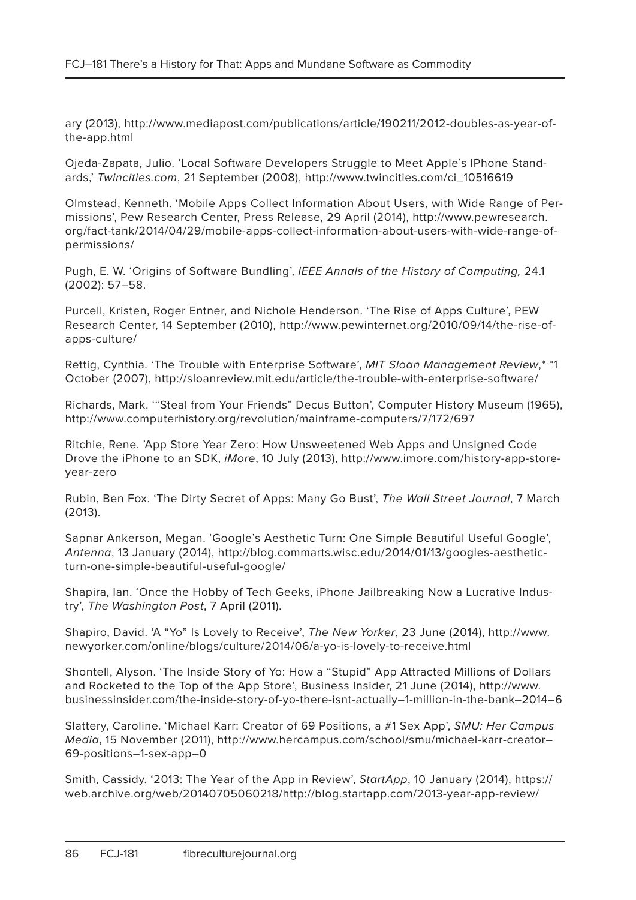ary (2013), http://www.mediapost.com/publications/article/190211/2012-doubles-as-year-of-the-app.html

Ojeda-Zapata, Julio. 'Local Software Developers Struggle to Meet Apple's IPhone Standards,' *Twincities.com*, 21 September (2008), http://www.twincities.com/ci_10516619

Olmstead, Kenneth. 'Mobile Apps Collect Information About Users, with Wide Range of Permissions', Pew Research Center, Press Release, 29 April (2014), http://www.pewresearch.org/fact-tank/2014/04/29/mobile-apps-collect-information-about-users-with-wide-range-of-permissions/

Pugh, E. W. 'Origins of Software Bundling', *IEEE Annals of the History of Computing,* 24.1 (2002): 57–58.

Purcell, Kristen, Roger Entner, and Nichole Henderson. 'The Rise of Apps Culture', PEW Research Center, 14 September (2010), http://www.pewinternet.org/2010/09/14/the-rise-of-apps-culture/

Rettig, Cynthia. 'The Trouble with Enterprise Software', *MIT Sloan Management Review*,* *1 October (2007), http://sloanreview.mit.edu/article/the-trouble-with-enterprise-software/

Richards, Mark. '"Steal from Your Friends" Decus Button', Computer History Museum (1965), http://www.computerhistory.org/revolution/mainframe-computers/7/172/697

Ritchie, Rene. 'App Store Year Zero: How Unsweetened Web Apps and Unsigned Code Drove the iPhone to an SDK, *iMore*, 10 July (2013), http://www.imore.com/history-app-store-year-zero

Rubin, Ben Fox. 'The Dirty Secret of Apps: Many Go Bust', *The Wall Street Journal*, 7 March (2013).

Sapnar Ankerson, Megan. 'Google's Aesthetic Turn: One Simple Beautiful Useful Google', *Antenna*, 13 January (2014), http://blog.commarts.wisc.edu/2014/01/13/googles-aesthetic-turn-one-simple-beautiful-useful-google/

Shapira, Ian. 'Once the Hobby of Tech Geeks, iPhone Jailbreaking Now a Lucrative Industry', *The Washington Post*, 7 April (2011).

Shapiro, David. 'A "Yo" Is Lovely to Receive', *The New Yorker*, 23 June (2014), http://www.newyorker.com/online/blogs/culture/2014/06/a-yo-is-lovely-to-receive.html

Shontell, Alyson. 'The Inside Story of Yo: How a "Stupid" App Attracted Millions of Dollars and Rocketed to the Top of the App Store', Business Insider, 21 June (2014), http://www.businessinsider.com/the-inside-story-of-yo-there-isnt-actually–1-million-in-the-bank–2014–6

Slattery, Caroline. 'Michael Karr: Creator of 69 Positions, a #1 Sex App', *SMU: Her Campus Media*, 15 November (2011), http://www.hercampus.com/school/smu/michael-karr-creator–69-positions–1-sex-app–0

Smith, Cassidy. '2013: The Year of the App in Review', *StartApp*, 10 January (2014), https://web.archive.org/web/20140705060218/http://blog.startapp.com/2013-year-app-review/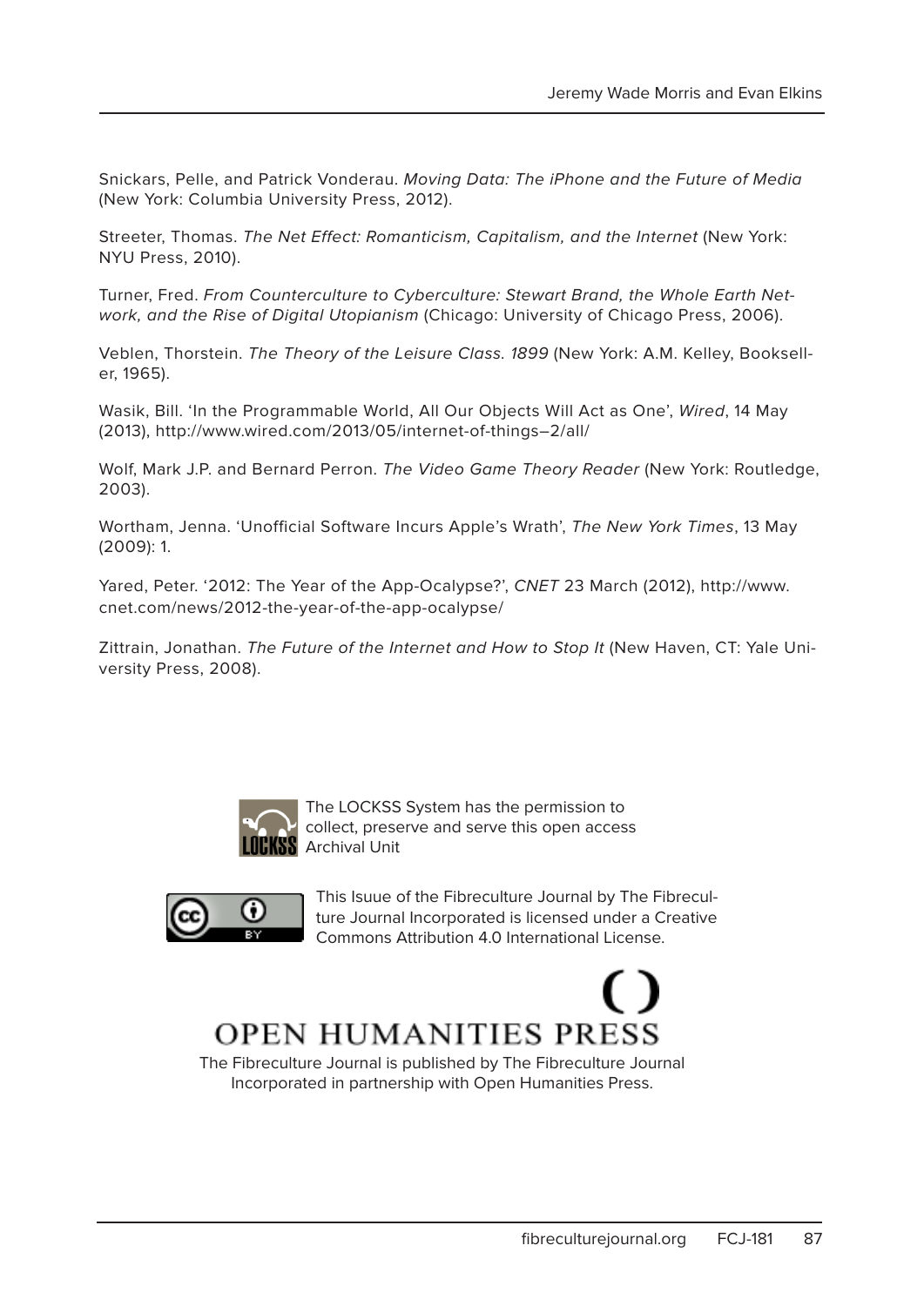Snickars, Pelle, and Patrick Vonderau. *Moving Data: The iPhone and the Future of Media* (New York: Columbia University Press, 2012).

Streeter, Thomas. *The Net Effect: Romanticism, Capitalism, and the Internet* (New York: NYU Press, 2010).

Turner, Fred. *From Counterculture to Cyberculture: Stewart Brand, the Whole Earth Network, and the Rise of Digital Utopianism* (Chicago: University of Chicago Press, 2006).

Veblen, Thorstein. *The Theory of the Leisure Class. 1899* (New York: A.M. Kelley, Bookseller, 1965).

Wasik, Bill. 'In the Programmable World, All Our Objects Will Act as One', *Wired*, 14 May (2013), http://www.wired.com/2013/05/internet-of-things–2/all/

Wolf, Mark J.P. and Bernard Perron. *The Video Game Theory Reader* (New York: Routledge, 2003).

Wortham, Jenna. 'Unofficial Software Incurs Apple's Wrath', *The New York Times*, 13 May (2009): 1.

Yared, Peter. '2012: The Year of the App-Ocalypse?', *CNET* 23 March (2012), http://www.cnet.com/news/2012-the-year-of-the-app-ocalypse/

Zittrain, Jonathan. *The Future of the Internet and How to Stop It* (New Haven, CT: Yale University Press, 2008).

The LOCKSS System has the permission to collect, preserve and serve this open access Archival Unit

This Isuue of the Fibreculture Journal by The Fibreculture Journal Incorporated is licensed under a Creative Commons Attribution 4.0 International License.

OPEN HUMANITIES PRESS

The Fibreculture Journal is published by The Fibreculture Journal Incorporated in partnership with Open Humanities Press.